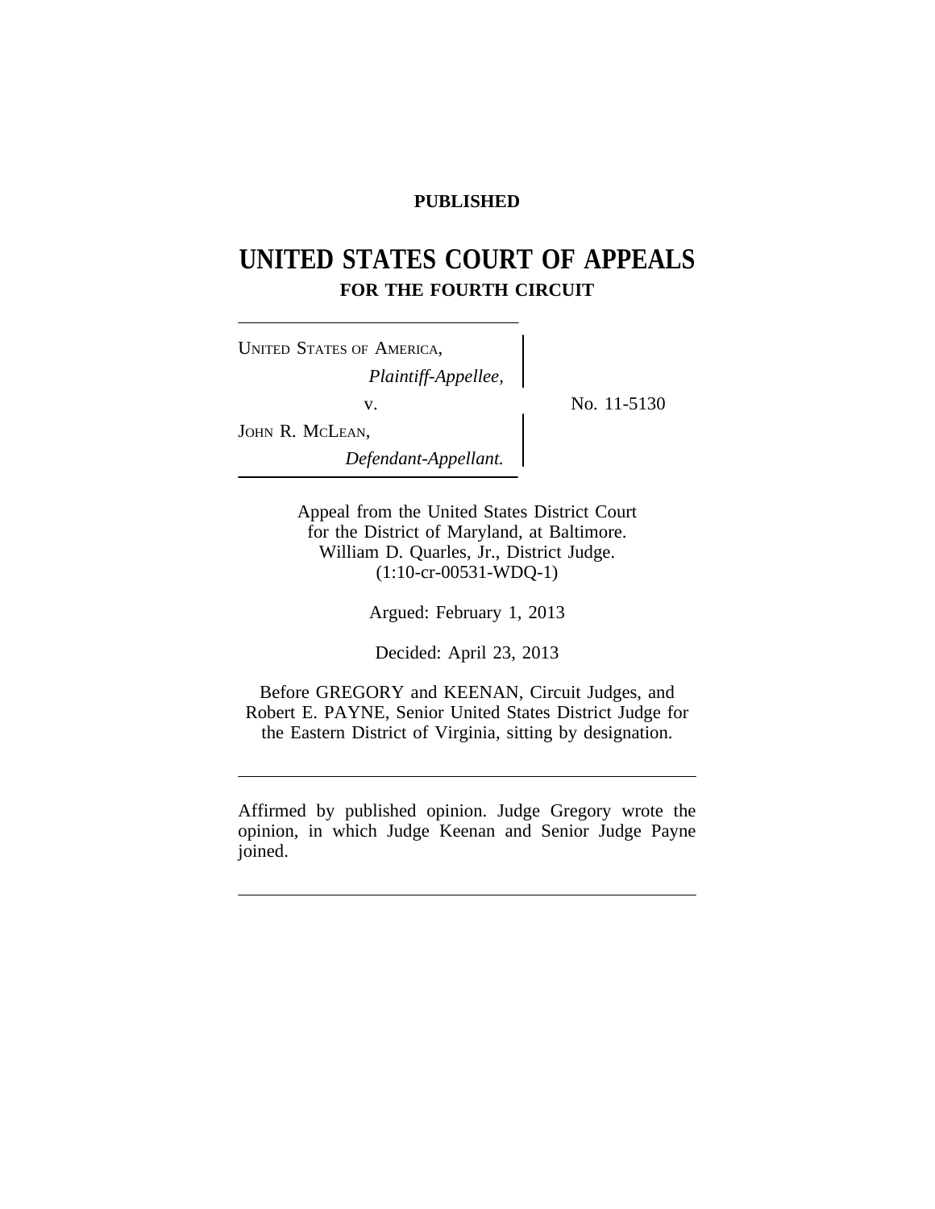**PUBLISHED**

# UNITED STATES COURT OF APPEALS
## FOR THE FOURTH CIRCUIT

UNITED STATES OF AMERICA,
*Plaintiff-Appellee,*
v.
JOHN R. MCLEAN,
*Defendant-Appellant.*

No. 11-5130

Appeal from the United States District Court
for the District of Maryland, at Baltimore.
William D. Quarles, Jr., District Judge.
(1:10-cr-00531-WDQ-1)

Argued: February 1, 2013

Decided: April 23, 2013

Before GREGORY and KEENAN, Circuit Judges, and
Robert E. PAYNE, Senior United States District Judge for
the Eastern District of Virginia, sitting by designation.

---

Affirmed by published opinion. Judge Gregory wrote the opinion, in which Judge Keenan and Senior Judge Payne joined.

---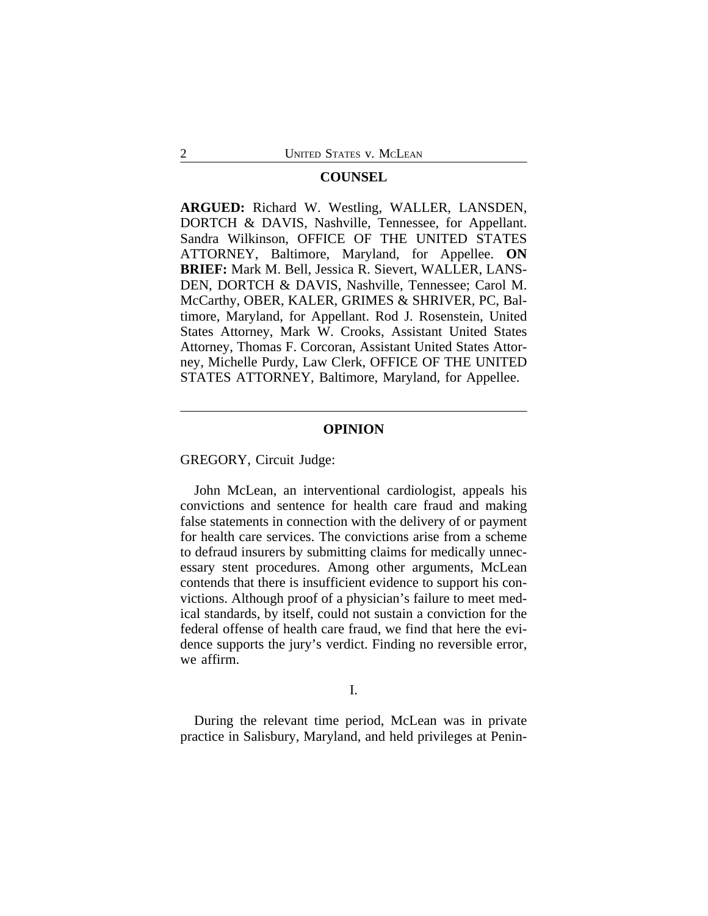## COUNSEL

**ARGUED:** Richard W. Westling, WALLER, LANSDEN, DORTCH & DAVIS, Nashville, Tennessee, for Appellant. Sandra Wilkinson, OFFICE OF THE UNITED STATES ATTORNEY, Baltimore, Maryland, for Appellee. **ON BRIEF:** Mark M. Bell, Jessica R. Sievert, WALLER, LANSDEN, DORTCH & DAVIS, Nashville, Tennessee; Carol M. McCarthy, OBER, KALER, GRIMES & SHRIVER, PC, Baltimore, Maryland, for Appellant. Rod J. Rosenstein, United States Attorney, Mark W. Crooks, Assistant United States Attorney, Thomas F. Corcoran, Assistant United States Attorney, Michelle Purdy, Law Clerk, OFFICE OF THE UNITED STATES ATTORNEY, Baltimore, Maryland, for Appellee.

---

## OPINION

GREGORY, Circuit Judge:

John McLean, an interventional cardiologist, appeals his convictions and sentence for health care fraud and making false statements in connection with the delivery of or payment for health care services. The convictions arise from a scheme to defraud insurers by submitting claims for medically unnecessary stent procedures. Among other arguments, McLean contends that there is insufficient evidence to support his convictions. Although proof of a physician's failure to meet medical standards, by itself, could not sustain a conviction for the federal offense of health care fraud, we find that here the evidence supports the jury's verdict. Finding no reversible error, we affirm.

### I.

During the relevant time period, McLean was in private practice in Salisbury, Maryland, and held privileges at Penin-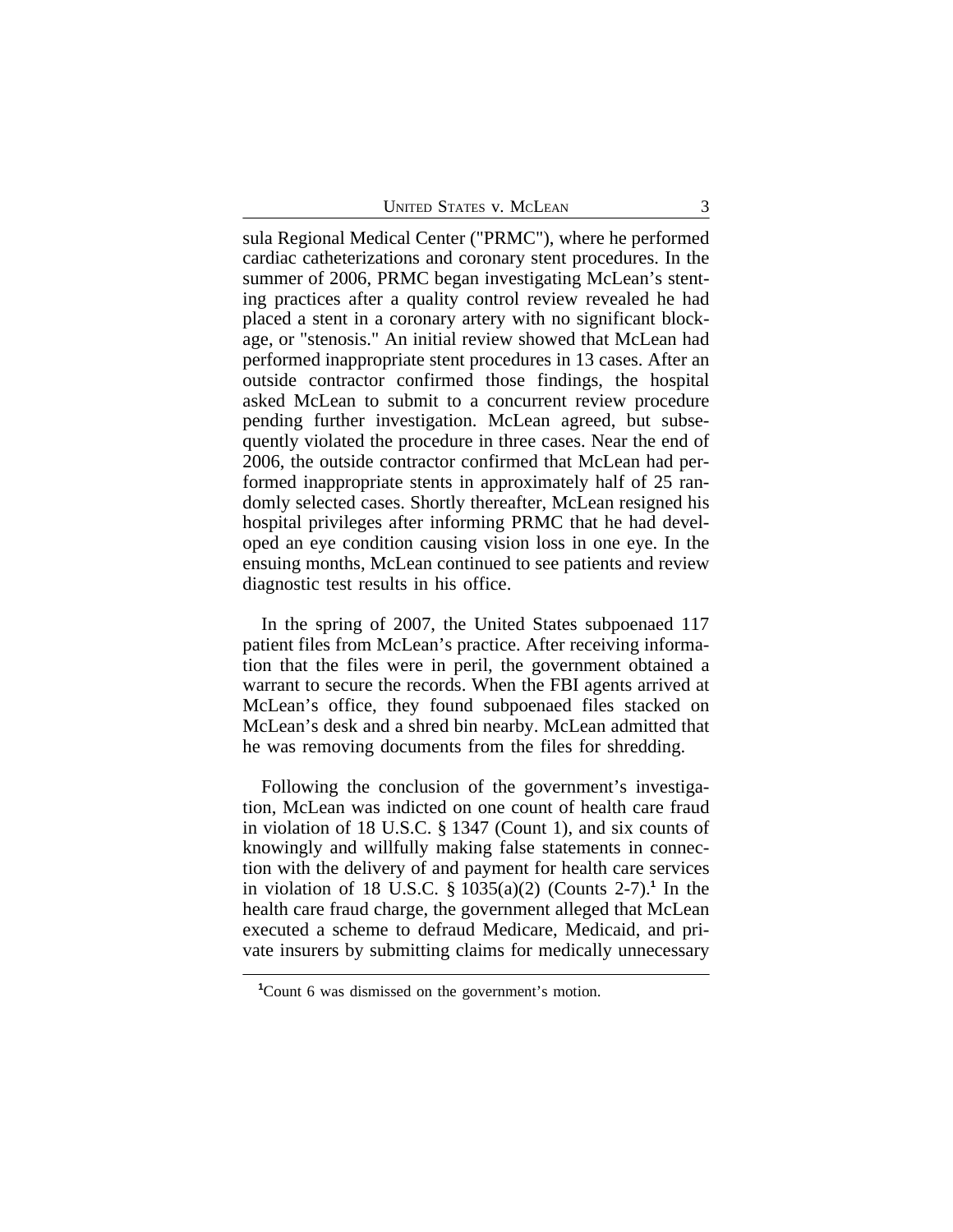sula Regional Medical Center ("PRMC"), where he performed cardiac catheterizations and coronary stent procedures. In the summer of 2006, PRMC began investigating McLean's stenting practices after a quality control review revealed he had placed a stent in a coronary artery with no significant blockage, or "stenosis." An initial review showed that McLean had performed inappropriate stent procedures in 13 cases. After an outside contractor confirmed those findings, the hospital asked McLean to submit to a concurrent review procedure pending further investigation. McLean agreed, but subsequently violated the procedure in three cases. Near the end of 2006, the outside contractor confirmed that McLean had performed inappropriate stents in approximately half of 25 randomly selected cases. Shortly thereafter, McLean resigned his hospital privileges after informing PRMC that he had developed an eye condition causing vision loss in one eye. In the ensuing months, McLean continued to see patients and review diagnostic test results in his office.

In the spring of 2007, the United States subpoenaed 117 patient files from McLean's practice. After receiving information that the files were in peril, the government obtained a warrant to secure the records. When the FBI agents arrived at McLean's office, they found subpoenaed files stacked on McLean's desk and a shred bin nearby. McLean admitted that he was removing documents from the files for shredding.

Following the conclusion of the government's investigation, McLean was indicted on one count of health care fraud in violation of 18 U.S.C. § 1347 (Count 1), and six counts of knowingly and willfully making false statements in connection with the delivery of and payment for health care services in violation of 18 U.S.C. § 1035(a)(2) (Counts 2-7).[1] In the health care fraud charge, the government alleged that McLean executed a scheme to defraud Medicare, Medicaid, and private insurers by submitting claims for medically unnecessary

[1] Count 6 was dismissed on the government's motion.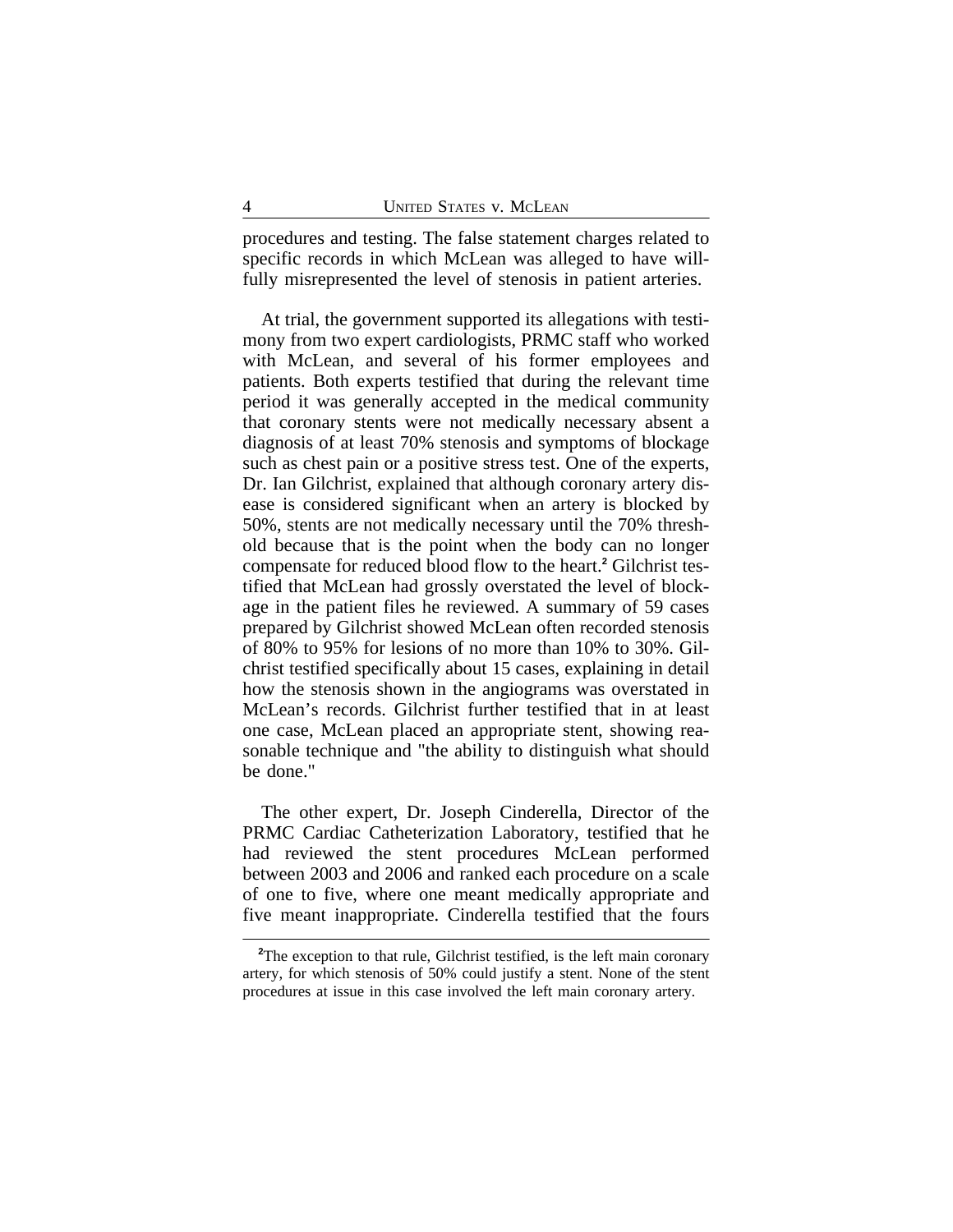procedures and testing. The false statement charges related to specific records in which McLean was alleged to have willfully misrepresented the level of stenosis in patient arteries.

At trial, the government supported its allegations with testimony from two expert cardiologists, PRMC staff who worked with McLean, and several of his former employees and patients. Both experts testified that during the relevant time period it was generally accepted in the medical community that coronary stents were not medically necessary absent a diagnosis of at least 70% stenosis and symptoms of blockage such as chest pain or a positive stress test. One of the experts, Dr. Ian Gilchrist, explained that although coronary artery disease is considered significant when an artery is blocked by 50%, stents are not medically necessary until the 70% threshold because that is the point when the body can no longer compensate for reduced blood flow to the heart.[2] Gilchrist testified that McLean had grossly overstated the level of blockage in the patient files he reviewed. A summary of 59 cases prepared by Gilchrist showed McLean often recorded stenosis of 80% to 95% for lesions of no more than 10% to 30%. Gilchrist testified specifically about 15 cases, explaining in detail how the stenosis shown in the angiograms was overstated in McLean's records. Gilchrist further testified that in at least one case, McLean placed an appropriate stent, showing reasonable technique and "the ability to distinguish what should be done."

The other expert, Dr. Joseph Cinderella, Director of the PRMC Cardiac Catheterization Laboratory, testified that he had reviewed the stent procedures McLean performed between 2003 and 2006 and ranked each procedure on a scale of one to five, where one meant medically appropriate and five meant inappropriate. Cinderella testified that the fours

[2]The exception to that rule, Gilchrist testified, is the left main coronary artery, for which stenosis of 50% could justify a stent. None of the stent procedures at issue in this case involved the left main coronary artery.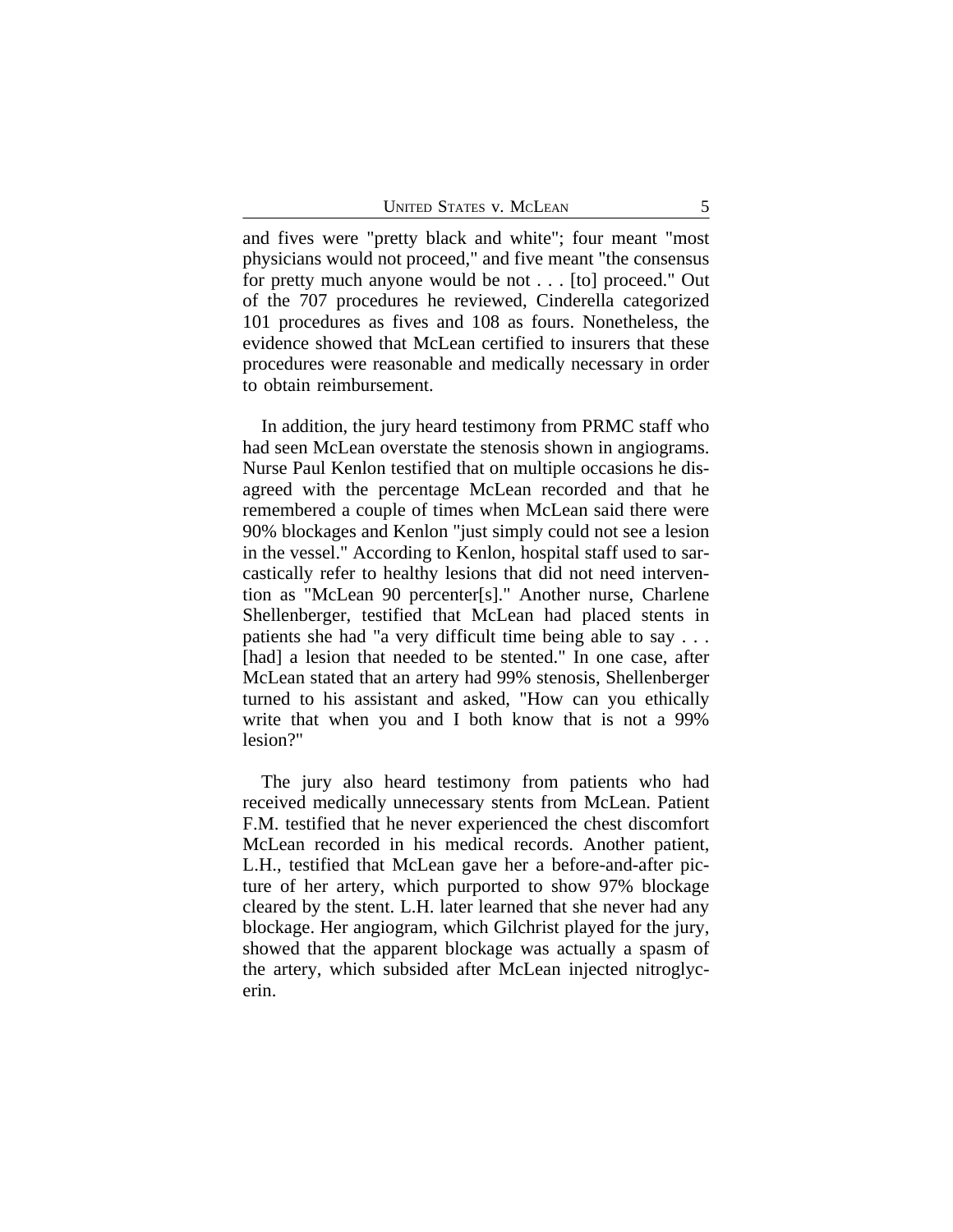and fives were "pretty black and white"; four meant "most physicians would not proceed," and five meant "the consensus for pretty much anyone would be not . . . [to] proceed." Out of the 707 procedures he reviewed, Cinderella categorized 101 procedures as fives and 108 as fours. Nonetheless, the evidence showed that McLean certified to insurers that these procedures were reasonable and medically necessary in order to obtain reimbursement.

In addition, the jury heard testimony from PRMC staff who had seen McLean overstate the stenosis shown in angiograms. Nurse Paul Kenlon testified that on multiple occasions he disagreed with the percentage McLean recorded and that he remembered a couple of times when McLean said there were 90% blockages and Kenlon "just simply could not see a lesion in the vessel." According to Kenlon, hospital staff used to sarcastically refer to healthy lesions that did not need intervention as "McLean 90 percenter[s]." Another nurse, Charlene Shellenberger, testified that McLean had placed stents in patients she had "a very difficult time being able to say . . . [had] a lesion that needed to be stented." In one case, after McLean stated that an artery had 99% stenosis, Shellenberger turned to his assistant and asked, "How can you ethically write that when you and I both know that is not a 99% lesion?"

The jury also heard testimony from patients who had received medically unnecessary stents from McLean. Patient F.M. testified that he never experienced the chest discomfort McLean recorded in his medical records. Another patient, L.H., testified that McLean gave her a before-and-after picture of her artery, which purported to show 97% blockage cleared by the stent. L.H. later learned that she never had any blockage. Her angiogram, which Gilchrist played for the jury, showed that the apparent blockage was actually a spasm of the artery, which subsided after McLean injected nitroglycerin.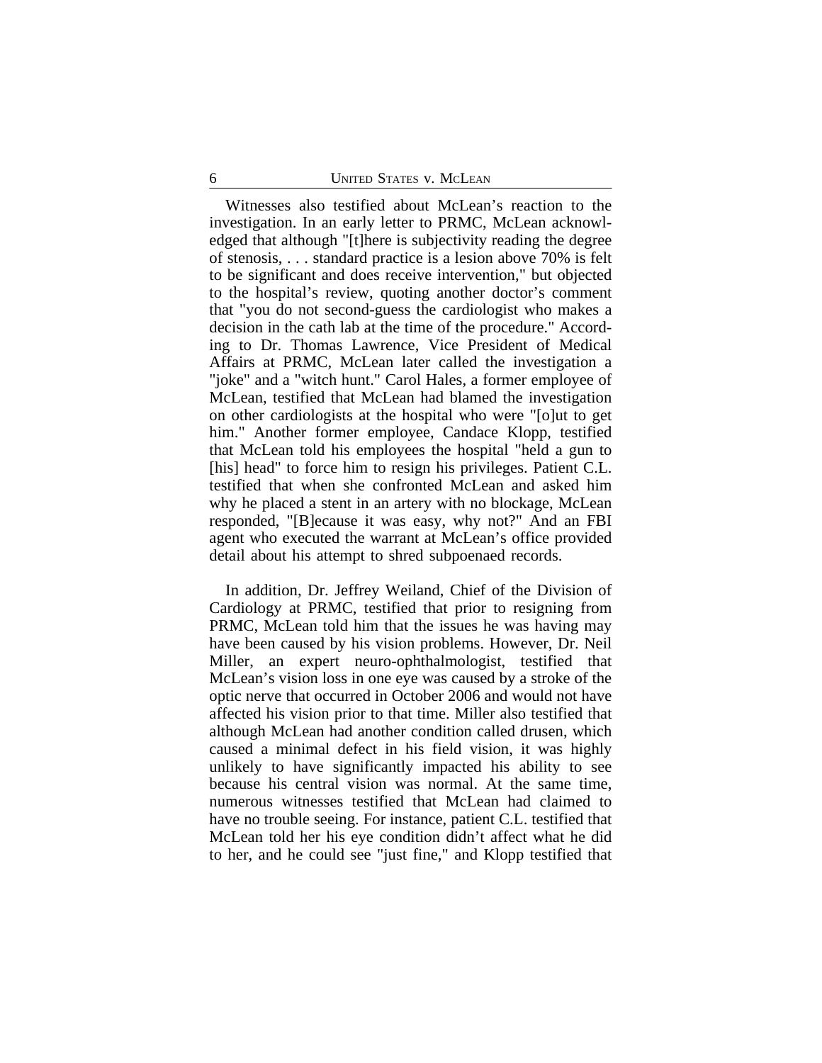Witnesses also testified about McLean's reaction to the investigation. In an early letter to PRMC, McLean acknowledged that although "[t]here is subjectivity reading the degree of stenosis, . . . standard practice is a lesion above 70% is felt to be significant and does receive intervention," but objected to the hospital's review, quoting another doctor's comment that "you do not second-guess the cardiologist who makes a decision in the cath lab at the time of the procedure." According to Dr. Thomas Lawrence, Vice President of Medical Affairs at PRMC, McLean later called the investigation a "joke" and a "witch hunt." Carol Hales, a former employee of McLean, testified that McLean had blamed the investigation on other cardiologists at the hospital who were "[o]ut to get him." Another former employee, Candace Klopp, testified that McLean told his employees the hospital "held a gun to [his] head" to force him to resign his privileges. Patient C.L. testified that when she confronted McLean and asked him why he placed a stent in an artery with no blockage, McLean responded, "[B]ecause it was easy, why not?" And an FBI agent who executed the warrant at McLean's office provided detail about his attempt to shred subpoenaed records.

In addition, Dr. Jeffrey Weiland, Chief of the Division of Cardiology at PRMC, testified that prior to resigning from PRMC, McLean told him that the issues he was having may have been caused by his vision problems. However, Dr. Neil Miller, an expert neuro-ophthalmologist, testified that McLean's vision loss in one eye was caused by a stroke of the optic nerve that occurred in October 2006 and would not have affected his vision prior to that time. Miller also testified that although McLean had another condition called drusen, which caused a minimal defect in his field vision, it was highly unlikely to have significantly impacted his ability to see because his central vision was normal. At the same time, numerous witnesses testified that McLean had claimed to have no trouble seeing. For instance, patient C.L. testified that McLean told her his eye condition didn't affect what he did to her, and he could see "just fine," and Klopp testified that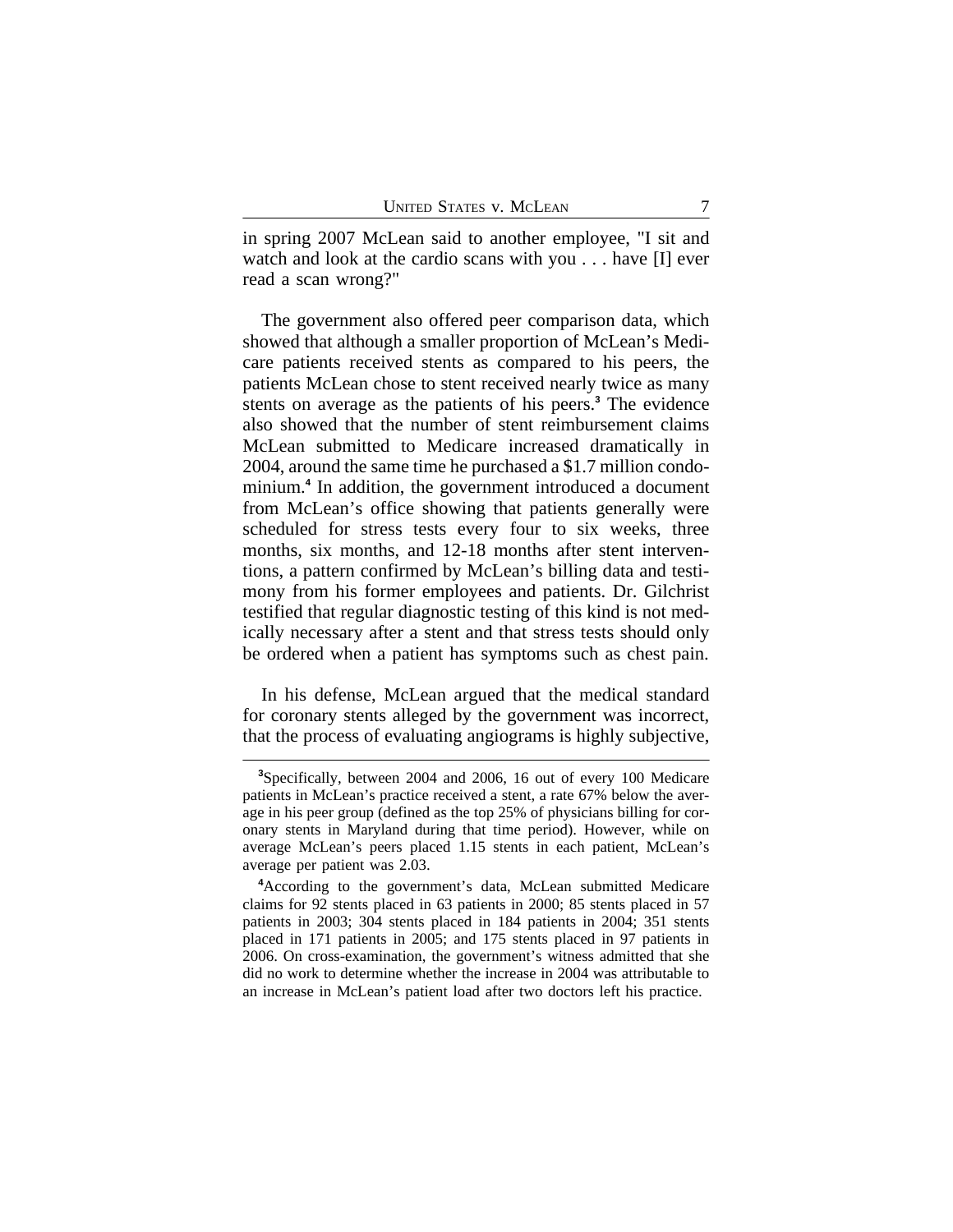in spring 2007 McLean said to another employee, "I sit and watch and look at the cardio scans with you . . . have [I] ever read a scan wrong?"

The government also offered peer comparison data, which showed that although a smaller proportion of McLean's Medicare patients received stents as compared to his peers, the patients McLean chose to stent received nearly twice as many stents on average as the patients of his peers.[3] The evidence also showed that the number of stent reimbursement claims McLean submitted to Medicare increased dramatically in 2004, around the same time he purchased a $1.7 million condominium.[4] In addition, the government introduced a document from McLean's office showing that patients generally were scheduled for stress tests every four to six weeks, three months, six months, and 12-18 months after stent interventions, a pattern confirmed by McLean's billing data and testimony from his former employees and patients. Dr. Gilchrist testified that regular diagnostic testing of this kind is not medically necessary after a stent and that stress tests should only be ordered when a patient has symptoms such as chest pain.

In his defense, McLean argued that the medical standard for coronary stents alleged by the government was incorrect, that the process of evaluating angiograms is highly subjective,

---

[3]Specifically, between 2004 and 2006, 16 out of every 100 Medicare patients in McLean's practice received a stent, a rate 67% below the average in his peer group (defined as the top 25% of physicians billing for coronary stents in Maryland during that time period). However, while on average McLean's peers placed 1.15 stents in each patient, McLean's average per patient was 2.03.

[4]According to the government's data, McLean submitted Medicare claims for 92 stents placed in 63 patients in 2000; 85 stents placed in 57 patients in 2003; 304 stents placed in 184 patients in 2004; 351 stents placed in 171 patients in 2005; and 175 stents placed in 97 patients in 2006. On cross-examination, the government's witness admitted that she did no work to determine whether the increase in 2004 was attributable to an increase in McLean's patient load after two doctors left his practice.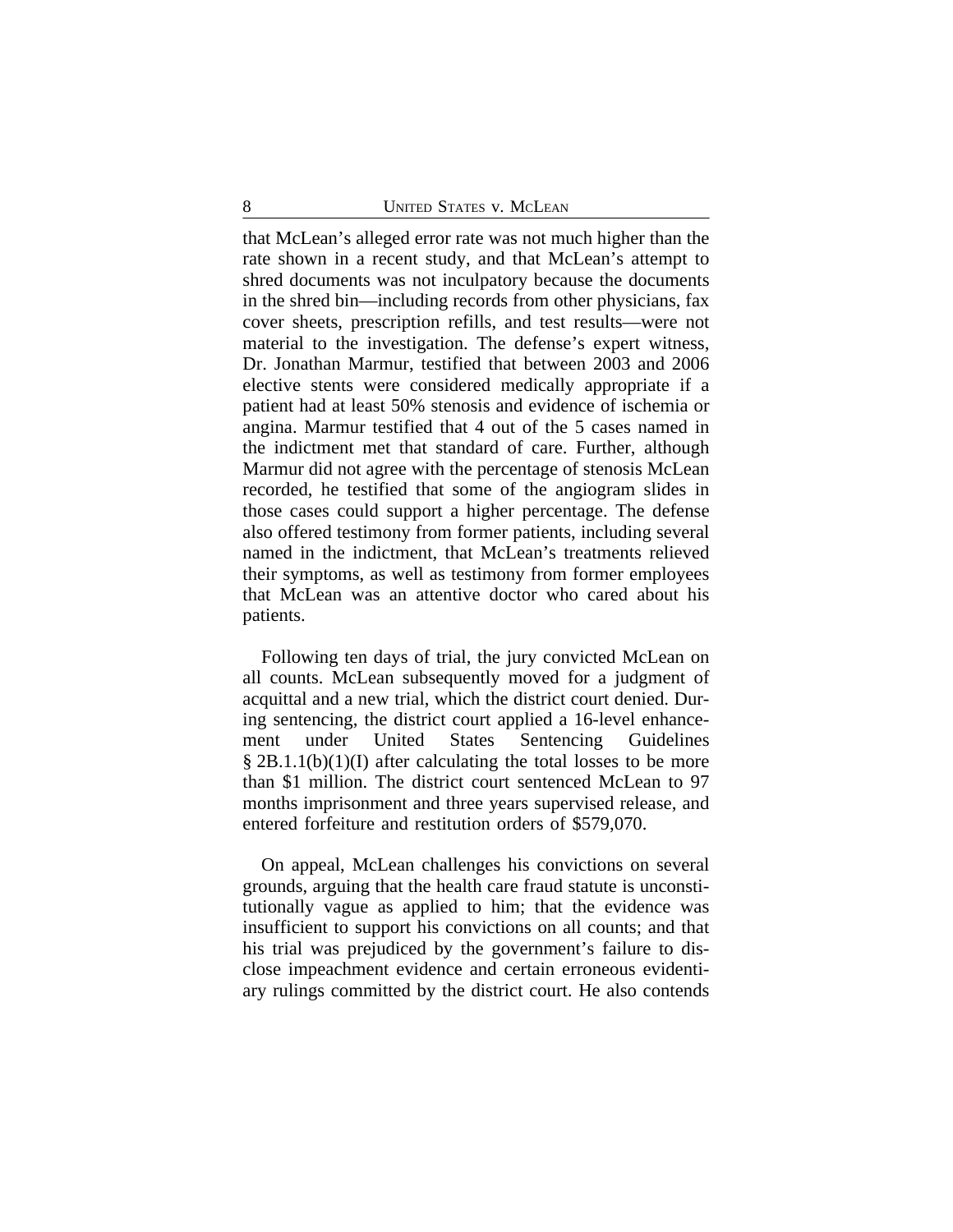that McLean's alleged error rate was not much higher than the rate shown in a recent study, and that McLean's attempt to shred documents was not inculpatory because the documents in the shred bin—including records from other physicians, fax cover sheets, prescription refills, and test results—were not material to the investigation. The defense's expert witness, Dr. Jonathan Marmur, testified that between 2003 and 2006 elective stents were considered medically appropriate if a patient had at least 50% stenosis and evidence of ischemia or angina. Marmur testified that 4 out of the 5 cases named in the indictment met that standard of care. Further, although Marmur did not agree with the percentage of stenosis McLean recorded, he testified that some of the angiogram slides in those cases could support a higher percentage. The defense also offered testimony from former patients, including several named in the indictment, that McLean's treatments relieved their symptoms, as well as testimony from former employees that McLean was an attentive doctor who cared about his patients.

Following ten days of trial, the jury convicted McLean on all counts. McLean subsequently moved for a judgment of acquittal and a new trial, which the district court denied. During sentencing, the district court applied a 16-level enhancement under United States Sentencing Guidelines § 2B.1.1(b)(1)(I) after calculating the total losses to be more than $1 million. The district court sentenced McLean to 97 months imprisonment and three years supervised release, and entered forfeiture and restitution orders of $579,070.

On appeal, McLean challenges his convictions on several grounds, arguing that the health care fraud statute is unconstitutionally vague as applied to him; that the evidence was insufficient to support his convictions on all counts; and that his trial was prejudiced by the government's failure to disclose impeachment evidence and certain erroneous evidentiary rulings committed by the district court. He also contends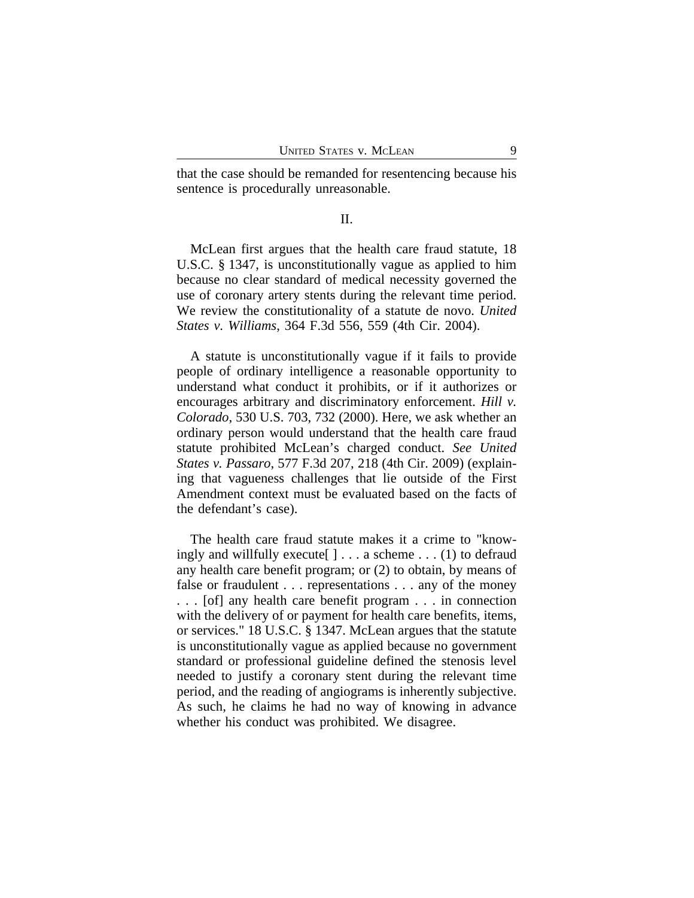that the case should be remanded for resentencing because his sentence is procedurally unreasonable.

## II.

McLean first argues that the health care fraud statute, 18 U.S.C. § 1347, is unconstitutionally vague as applied to him because no clear standard of medical necessity governed the use of coronary artery stents during the relevant time period. We review the constitutionality of a statute de novo. *United States v. Williams*, 364 F.3d 556, 559 (4th Cir. 2004).

A statute is unconstitutionally vague if it fails to provide people of ordinary intelligence a reasonable opportunity to understand what conduct it prohibits, or if it authorizes or encourages arbitrary and discriminatory enforcement. *Hill v. Colorado*, 530 U.S. 703, 732 (2000). Here, we ask whether an ordinary person would understand that the health care fraud statute prohibited McLean's charged conduct. *See United States v. Passaro*, 577 F.3d 207, 218 (4th Cir. 2009) (explaining that vagueness challenges that lie outside of the First Amendment context must be evaluated based on the facts of the defendant's case).

The health care fraud statute makes it a crime to "knowingly and willfully execute[ ] . . . a scheme . . . (1) to defraud any health care benefit program; or (2) to obtain, by means of false or fraudulent . . . representations . . . any of the money . . . [of] any health care benefit program . . . in connection with the delivery of or payment for health care benefits, items, or services." 18 U.S.C. § 1347. McLean argues that the statute is unconstitutionally vague as applied because no government standard or professional guideline defined the stenosis level needed to justify a coronary stent during the relevant time period, and the reading of angiograms is inherently subjective. As such, he claims he had no way of knowing in advance whether his conduct was prohibited. We disagree.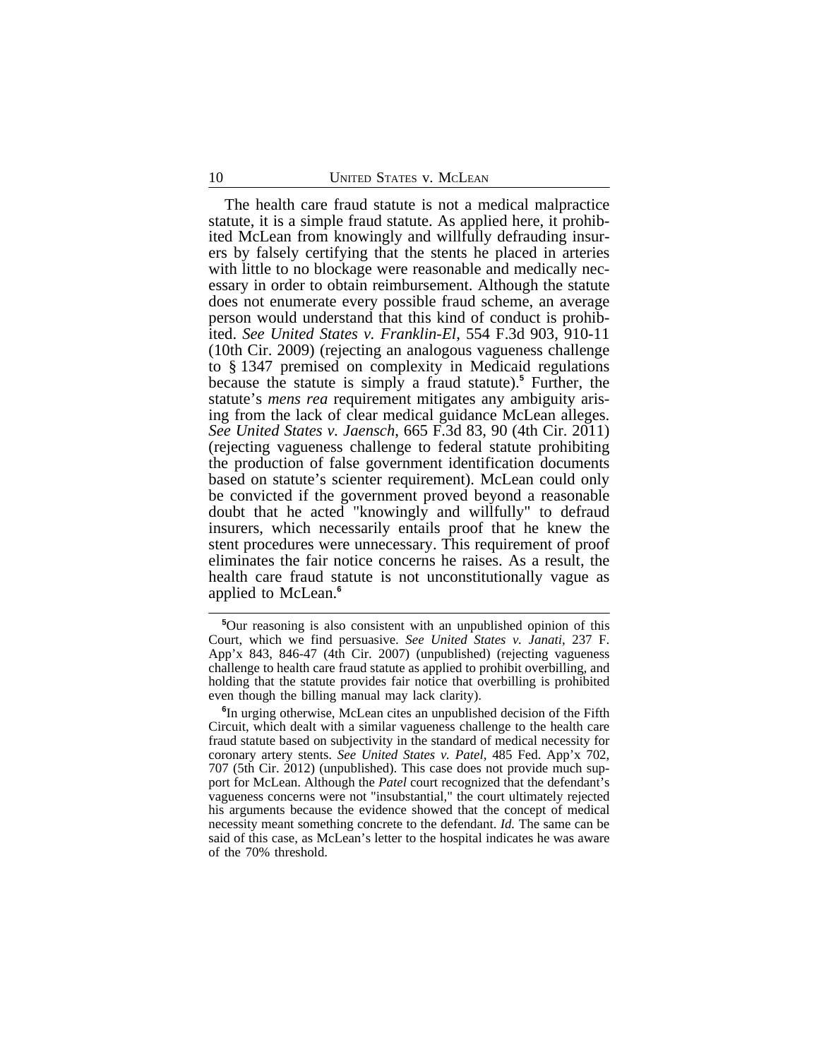The health care fraud statute is not a medical malpractice statute, it is a simple fraud statute. As applied here, it prohibited McLean from knowingly and willfully defrauding insurers by falsely certifying that the stents he placed in arteries with little to no blockage were reasonable and medically necessary in order to obtain reimbursement. Although the statute does not enumerate every possible fraud scheme, an average person would understand that this kind of conduct is prohibited. *See United States v. Franklin-El*, 554 F.3d 903, 910-11 (10th Cir. 2009) (rejecting an analogous vagueness challenge to § 1347 premised on complexity in Medicaid regulations because the statute is simply a fraud statute).[5] Further, the statute's *mens rea* requirement mitigates any ambiguity arising from the lack of clear medical guidance McLean alleges. *See United States v. Jaensch*, 665 F.3d 83, 90 (4th Cir. 2011) (rejecting vagueness challenge to federal statute prohibiting the production of false government identification documents based on statute's scienter requirement). McLean could only be convicted if the government proved beyond a reasonable doubt that he acted "knowingly and willfully" to defraud insurers, which necessarily entails proof that he knew the stent procedures were unnecessary. This requirement of proof eliminates the fair notice concerns he raises. As a result, the health care fraud statute is not unconstitutionally vague as applied to McLean.[6]

---

[5]Our reasoning is also consistent with an unpublished opinion of this Court, which we find persuasive. *See United States v. Janati*, 237 F. App'x 843, 846-47 (4th Cir. 2007) (unpublished) (rejecting vagueness challenge to health care fraud statute as applied to prohibit overbilling, and holding that the statute provides fair notice that overbilling is prohibited even though the billing manual may lack clarity).

[6]In urging otherwise, McLean cites an unpublished decision of the Fifth Circuit, which dealt with a similar vagueness challenge to the health care fraud statute based on subjectivity in the standard of medical necessity for coronary artery stents. *See United States v. Patel*, 485 Fed. App'x 702, 707 (5th Cir. 2012) (unpublished). This case does not provide much support for McLean. Although the *Patel* court recognized that the defendant's vagueness concerns were not "insubstantial," the court ultimately rejected his arguments because the evidence showed that the concept of medical necessity meant something concrete to the defendant. *Id.* The same can be said of this case, as McLean's letter to the hospital indicates he was aware of the 70% threshold.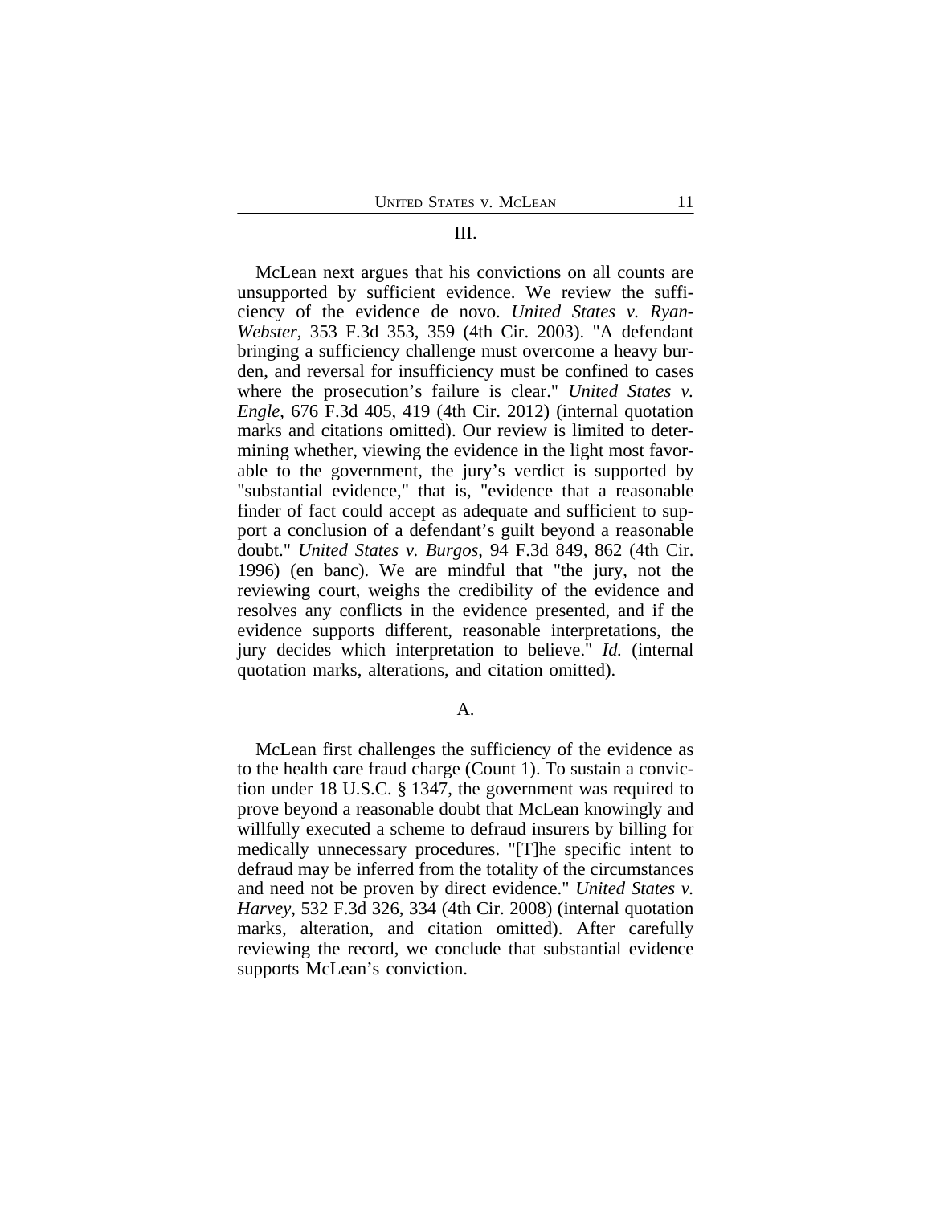## III.

McLean next argues that his convictions on all counts are unsupported by sufficient evidence. We review the sufficiency of the evidence de novo. *United States v. Ryan-Webster*, 353 F.3d 353, 359 (4th Cir. 2003). "A defendant bringing a sufficiency challenge must overcome a heavy burden, and reversal for insufficiency must be confined to cases where the prosecution's failure is clear." *United States v. Engle*, 676 F.3d 405, 419 (4th Cir. 2012) (internal quotation marks and citations omitted). Our review is limited to determining whether, viewing the evidence in the light most favorable to the government, the jury's verdict is supported by "substantial evidence," that is, "evidence that a reasonable finder of fact could accept as adequate and sufficient to support a conclusion of a defendant's guilt beyond a reasonable doubt." *United States v. Burgos*, 94 F.3d 849, 862 (4th Cir. 1996) (en banc). We are mindful that "the jury, not the reviewing court, weighs the credibility of the evidence and resolves any conflicts in the evidence presented, and if the evidence supports different, reasonable interpretations, the jury decides which interpretation to believe." *Id.* (internal quotation marks, alterations, and citation omitted).

### A.

McLean first challenges the sufficiency of the evidence as to the health care fraud charge (Count 1). To sustain a conviction under 18 U.S.C. § 1347, the government was required to prove beyond a reasonable doubt that McLean knowingly and willfully executed a scheme to defraud insurers by billing for medically unnecessary procedures. "[T]he specific intent to defraud may be inferred from the totality of the circumstances and need not be proven by direct evidence." *United States v. Harvey*, 532 F.3d 326, 334 (4th Cir. 2008) (internal quotation marks, alteration, and citation omitted). After carefully reviewing the record, we conclude that substantial evidence supports McLean's conviction.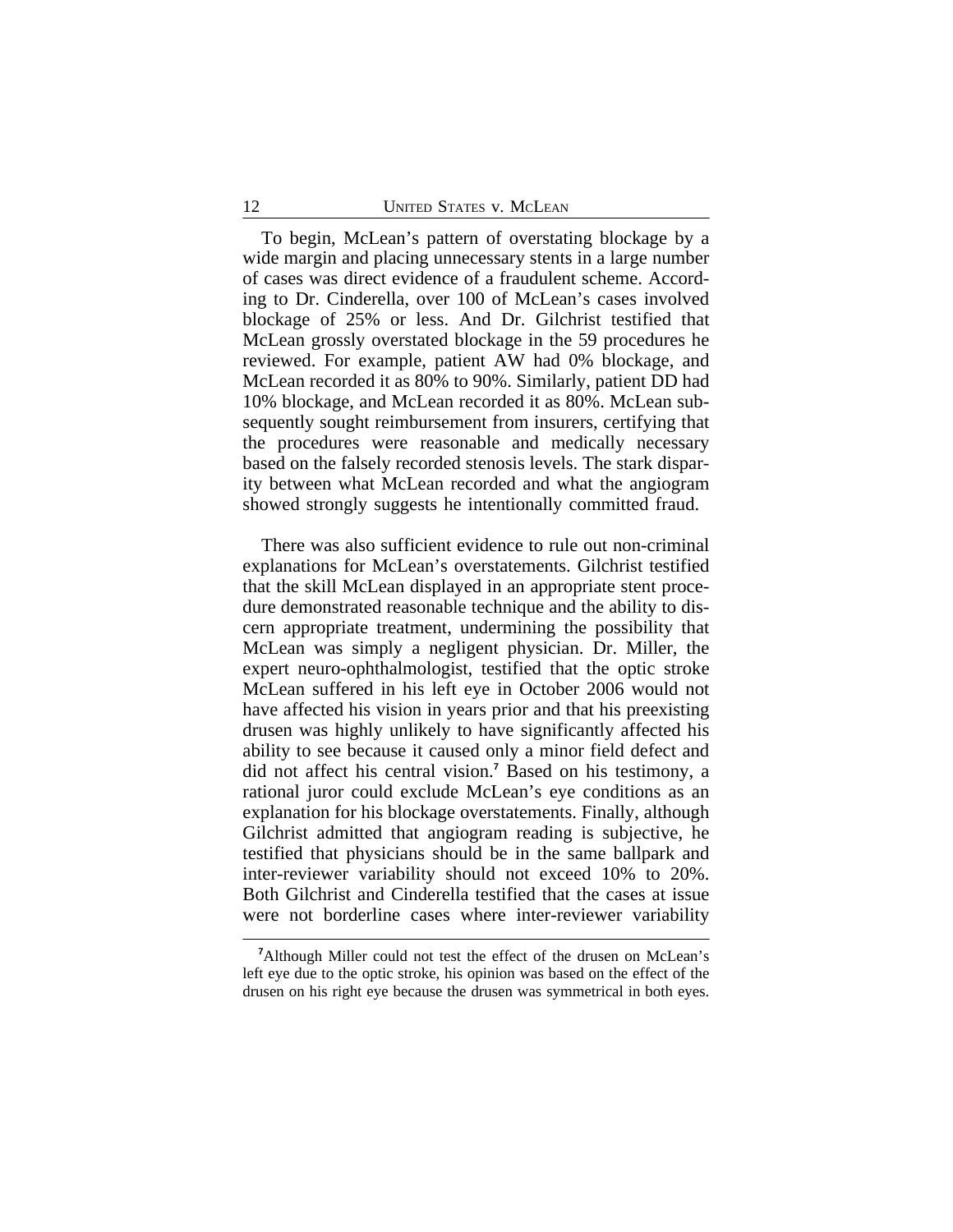To begin, McLean's pattern of overstating blockage by a wide margin and placing unnecessary stents in a large number of cases was direct evidence of a fraudulent scheme. According to Dr. Cinderella, over 100 of McLean's cases involved blockage of 25% or less. And Dr. Gilchrist testified that McLean grossly overstated blockage in the 59 procedures he reviewed. For example, patient AW had 0% blockage, and McLean recorded it as 80% to 90%. Similarly, patient DD had 10% blockage, and McLean recorded it as 80%. McLean subsequently sought reimbursement from insurers, certifying that the procedures were reasonable and medically necessary based on the falsely recorded stenosis levels. The stark disparity between what McLean recorded and what the angiogram showed strongly suggests he intentionally committed fraud.

There was also sufficient evidence to rule out non-criminal explanations for McLean's overstatements. Gilchrist testified that the skill McLean displayed in an appropriate stent procedure demonstrated reasonable technique and the ability to discern appropriate treatment, undermining the possibility that McLean was simply a negligent physician. Dr. Miller, the expert neuro-ophthalmologist, testified that the optic stroke McLean suffered in his left eye in October 2006 would not have affected his vision in years prior and that his preexisting drusen was highly unlikely to have significantly affected his ability to see because it caused only a minor field defect and did not affect his central vision.[7] Based on his testimony, a rational juror could exclude McLean's eye conditions as an explanation for his blockage overstatements. Finally, although Gilchrist admitted that angiogram reading is subjective, he testified that physicians should be in the same ballpark and inter-reviewer variability should not exceed 10% to 20%. Both Gilchrist and Cinderella testified that the cases at issue were not borderline cases where inter-reviewer variability

[7]Although Miller could not test the effect of the drusen on McLean's left eye due to the optic stroke, his opinion was based on the effect of the drusen on his right eye because the drusen was symmetrical in both eyes.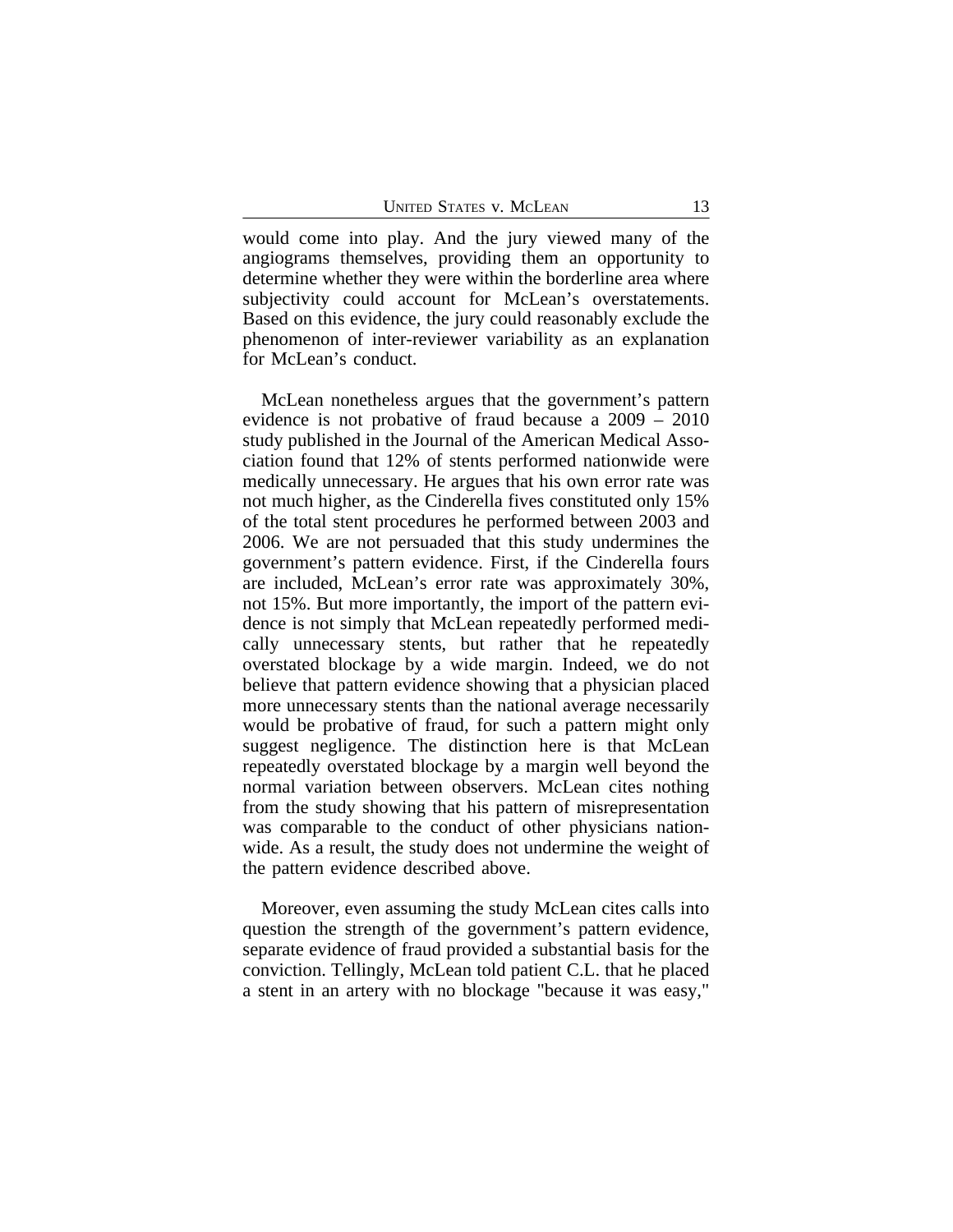would come into play. And the jury viewed many of the angiograms themselves, providing them an opportunity to determine whether they were within the borderline area where subjectivity could account for McLean's overstatements. Based on this evidence, the jury could reasonably exclude the phenomenon of inter-reviewer variability as an explanation for McLean's conduct.

McLean nonetheless argues that the government's pattern evidence is not probative of fraud because a 2009 – 2010 study published in the Journal of the American Medical Association found that 12% of stents performed nationwide were medically unnecessary. He argues that his own error rate was not much higher, as the Cinderella fives constituted only 15% of the total stent procedures he performed between 2003 and 2006. We are not persuaded that this study undermines the government's pattern evidence. First, if the Cinderella fours are included, McLean's error rate was approximately 30%, not 15%. But more importantly, the import of the pattern evidence is not simply that McLean repeatedly performed medically unnecessary stents, but rather that he repeatedly overstated blockage by a wide margin. Indeed, we do not believe that pattern evidence showing that a physician placed more unnecessary stents than the national average necessarily would be probative of fraud, for such a pattern might only suggest negligence. The distinction here is that McLean repeatedly overstated blockage by a margin well beyond the normal variation between observers. McLean cites nothing from the study showing that his pattern of misrepresentation was comparable to the conduct of other physicians nationwide. As a result, the study does not undermine the weight of the pattern evidence described above.

Moreover, even assuming the study McLean cites calls into question the strength of the government's pattern evidence, separate evidence of fraud provided a substantial basis for the conviction. Tellingly, McLean told patient C.L. that he placed a stent in an artery with no blockage "because it was easy,"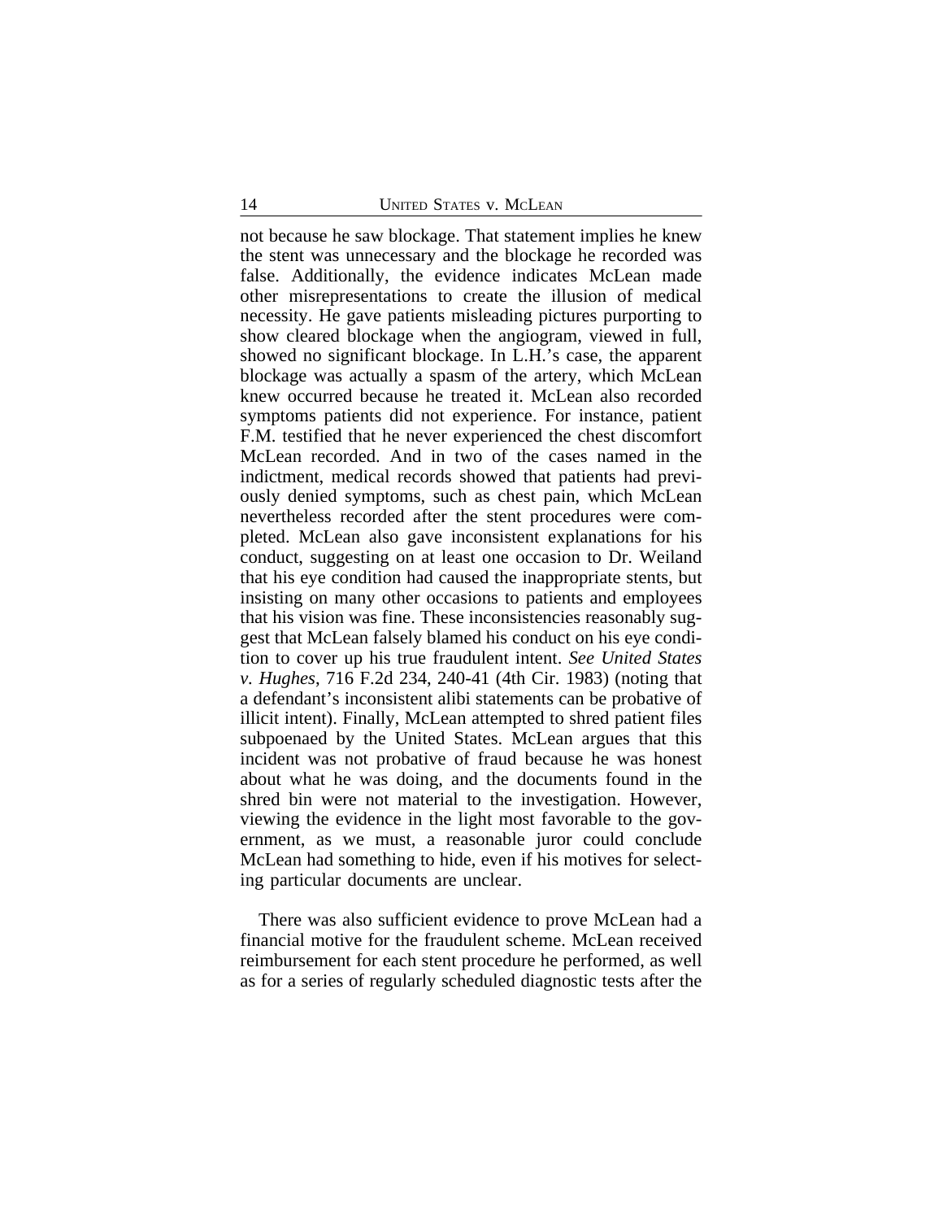not because he saw blockage. That statement implies he knew the stent was unnecessary and the blockage he recorded was false. Additionally, the evidence indicates McLean made other misrepresentations to create the illusion of medical necessity. He gave patients misleading pictures purporting to show cleared blockage when the angiogram, viewed in full, showed no significant blockage. In L.H.'s case, the apparent blockage was actually a spasm of the artery, which McLean knew occurred because he treated it. McLean also recorded symptoms patients did not experience. For instance, patient F.M. testified that he never experienced the chest discomfort McLean recorded. And in two of the cases named in the indictment, medical records showed that patients had previously denied symptoms, such as chest pain, which McLean nevertheless recorded after the stent procedures were completed. McLean also gave inconsistent explanations for his conduct, suggesting on at least one occasion to Dr. Weiland that his eye condition had caused the inappropriate stents, but insisting on many other occasions to patients and employees that his vision was fine. These inconsistencies reasonably suggest that McLean falsely blamed his conduct on his eye condition to cover up his true fraudulent intent. *See United States v. Hughes*, 716 F.2d 234, 240-41 (4th Cir. 1983) (noting that a defendant's inconsistent alibi statements can be probative of illicit intent). Finally, McLean attempted to shred patient files subpoenaed by the United States. McLean argues that this incident was not probative of fraud because he was honest about what he was doing, and the documents found in the shred bin were not material to the investigation. However, viewing the evidence in the light most favorable to the government, as we must, a reasonable juror could conclude McLean had something to hide, even if his motives for selecting particular documents are unclear.

There was also sufficient evidence to prove McLean had a financial motive for the fraudulent scheme. McLean received reimbursement for each stent procedure he performed, as well as for a series of regularly scheduled diagnostic tests after the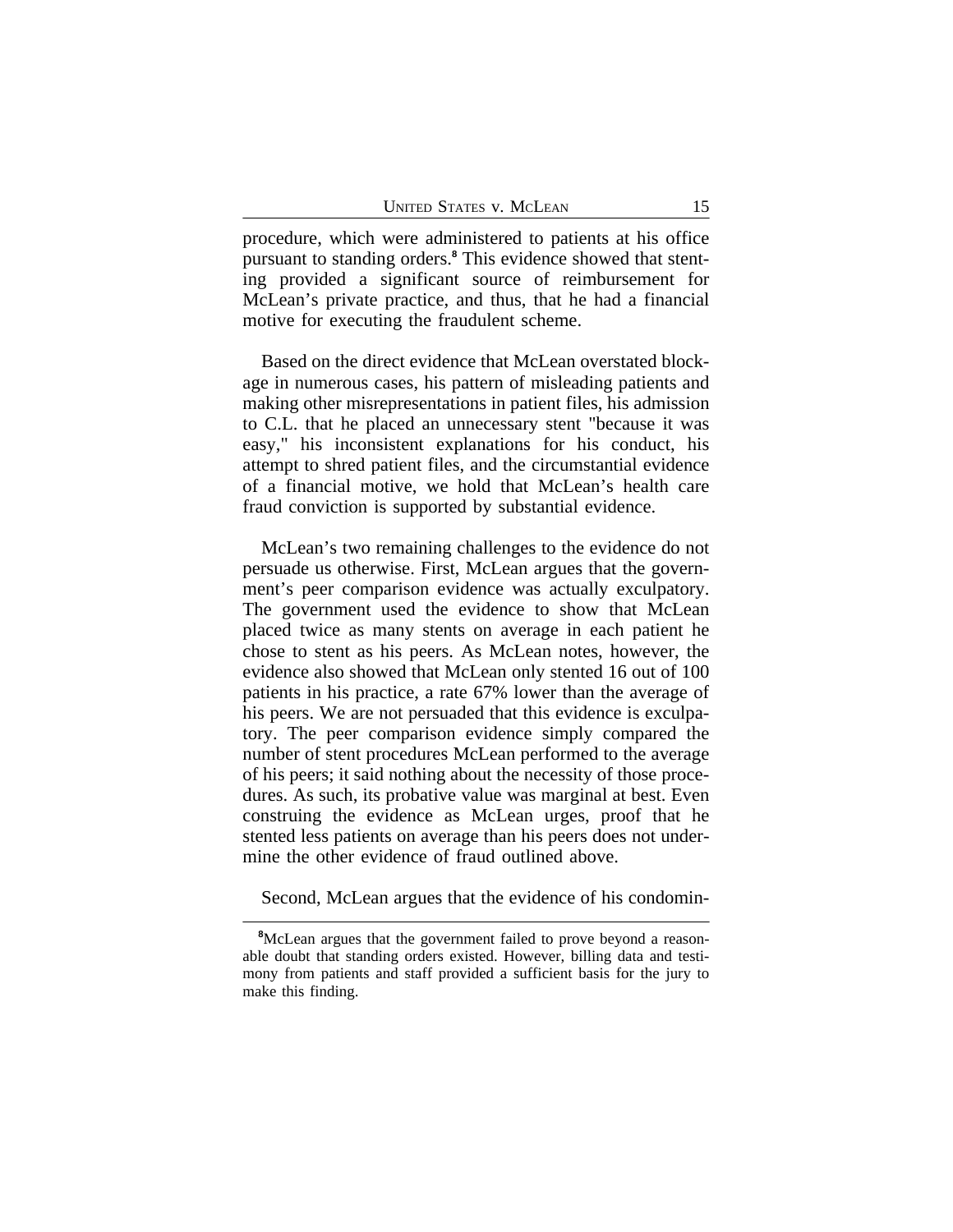procedure, which were administered to patients at his office pursuant to standing orders.[8] This evidence showed that stenting provided a significant source of reimbursement for McLean's private practice, and thus, that he had a financial motive for executing the fraudulent scheme.

Based on the direct evidence that McLean overstated blockage in numerous cases, his pattern of misleading patients and making other misrepresentations in patient files, his admission to C.L. that he placed an unnecessary stent "because it was easy," his inconsistent explanations for his conduct, his attempt to shred patient files, and the circumstantial evidence of a financial motive, we hold that McLean's health care fraud conviction is supported by substantial evidence.

McLean's two remaining challenges to the evidence do not persuade us otherwise. First, McLean argues that the government's peer comparison evidence was actually exculpatory. The government used the evidence to show that McLean placed twice as many stents on average in each patient he chose to stent as his peers. As McLean notes, however, the evidence also showed that McLean only stented 16 out of 100 patients in his practice, a rate 67% lower than the average of his peers. We are not persuaded that this evidence is exculpatory. The peer comparison evidence simply compared the number of stent procedures McLean performed to the average of his peers; it said nothing about the necessity of those procedures. As such, its probative value was marginal at best. Even construing the evidence as McLean urges, proof that he stented less patients on average than his peers does not undermine the other evidence of fraud outlined above.

Second, McLean argues that the evidence of his condomin-

[8]McLean argues that the government failed to prove beyond a reasonable doubt that standing orders existed. However, billing data and testimony from patients and staff provided a sufficient basis for the jury to make this finding.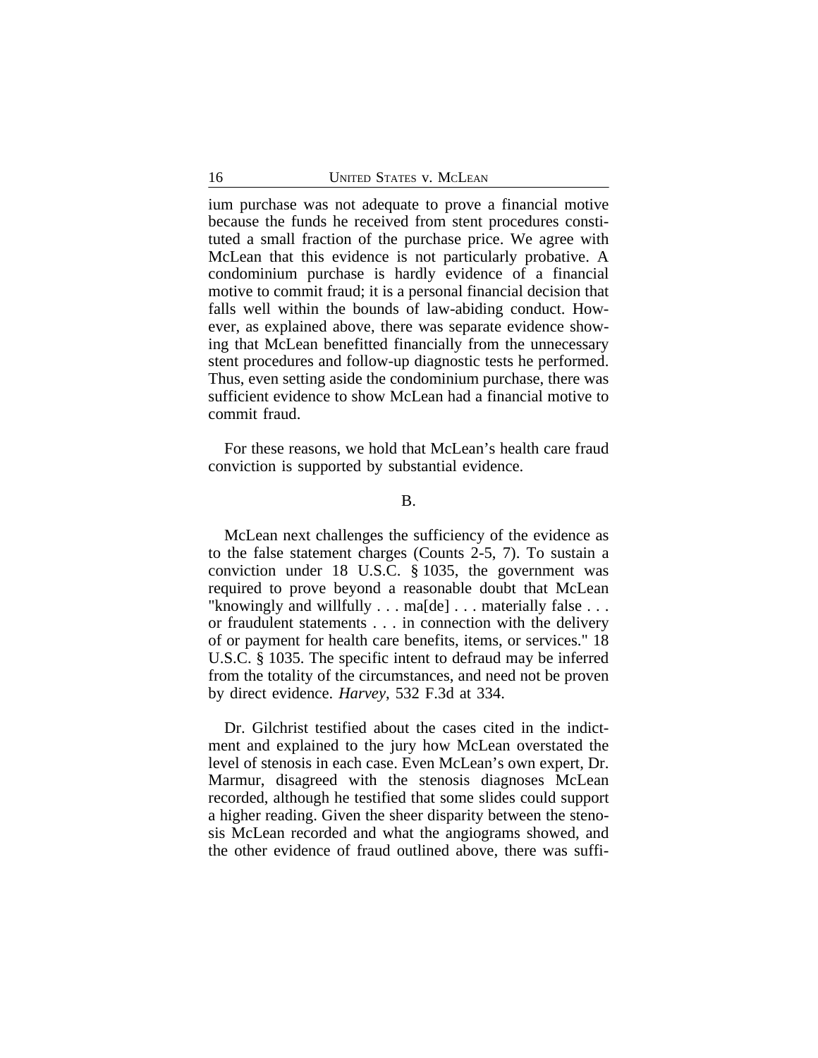ium purchase was not adequate to prove a financial motive because the funds he received from stent procedures constituted a small fraction of the purchase price. We agree with McLean that this evidence is not particularly probative. A condominium purchase is hardly evidence of a financial motive to commit fraud; it is a personal financial decision that falls well within the bounds of law-abiding conduct. However, as explained above, there was separate evidence showing that McLean benefitted financially from the unnecessary stent procedures and follow-up diagnostic tests he performed. Thus, even setting aside the condominium purchase, there was sufficient evidence to show McLean had a financial motive to commit fraud.

For these reasons, we hold that McLean's health care fraud conviction is supported by substantial evidence.

B.

McLean next challenges the sufficiency of the evidence as to the false statement charges (Counts 2-5, 7). To sustain a conviction under 18 U.S.C. § 1035, the government was required to prove beyond a reasonable doubt that McLean "knowingly and willfully . . . ma[de] . . . materially false . . . or fraudulent statements . . . in connection with the delivery of or payment for health care benefits, items, or services." 18 U.S.C. § 1035. The specific intent to defraud may be inferred from the totality of the circumstances, and need not be proven by direct evidence. *Harvey*, 532 F.3d at 334.

Dr. Gilchrist testified about the cases cited in the indictment and explained to the jury how McLean overstated the level of stenosis in each case. Even McLean's own expert, Dr. Marmur, disagreed with the stenosis diagnoses McLean recorded, although he testified that some slides could support a higher reading. Given the sheer disparity between the stenosis McLean recorded and what the angiograms showed, and the other evidence of fraud outlined above, there was suffi-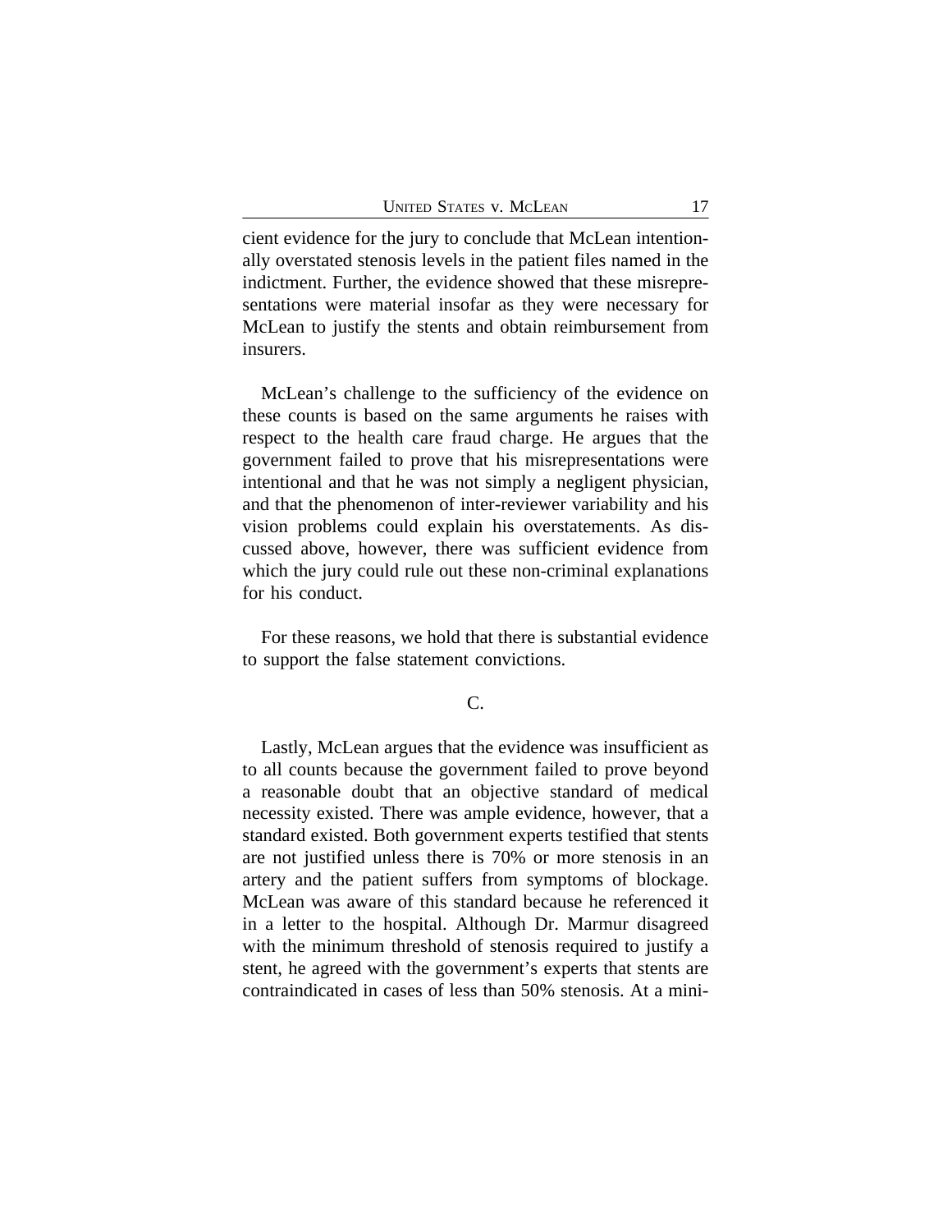cient evidence for the jury to conclude that McLean intentionally overstated stenosis levels in the patient files named in the indictment. Further, the evidence showed that these misrepresentations were material insofar as they were necessary for McLean to justify the stents and obtain reimbursement from insurers.

McLean's challenge to the sufficiency of the evidence on these counts is based on the same arguments he raises with respect to the health care fraud charge. He argues that the government failed to prove that his misrepresentations were intentional and that he was not simply a negligent physician, and that the phenomenon of inter-reviewer variability and his vision problems could explain his overstatements. As discussed above, however, there was sufficient evidence from which the jury could rule out these non-criminal explanations for his conduct.

For these reasons, we hold that there is substantial evidence to support the false statement convictions.

C.

Lastly, McLean argues that the evidence was insufficient as to all counts because the government failed to prove beyond a reasonable doubt that an objective standard of medical necessity existed. There was ample evidence, however, that a standard existed. Both government experts testified that stents are not justified unless there is 70% or more stenosis in an artery and the patient suffers from symptoms of blockage. McLean was aware of this standard because he referenced it in a letter to the hospital. Although Dr. Marmur disagreed with the minimum threshold of stenosis required to justify a stent, he agreed with the government's experts that stents are contraindicated in cases of less than 50% stenosis. At a mini-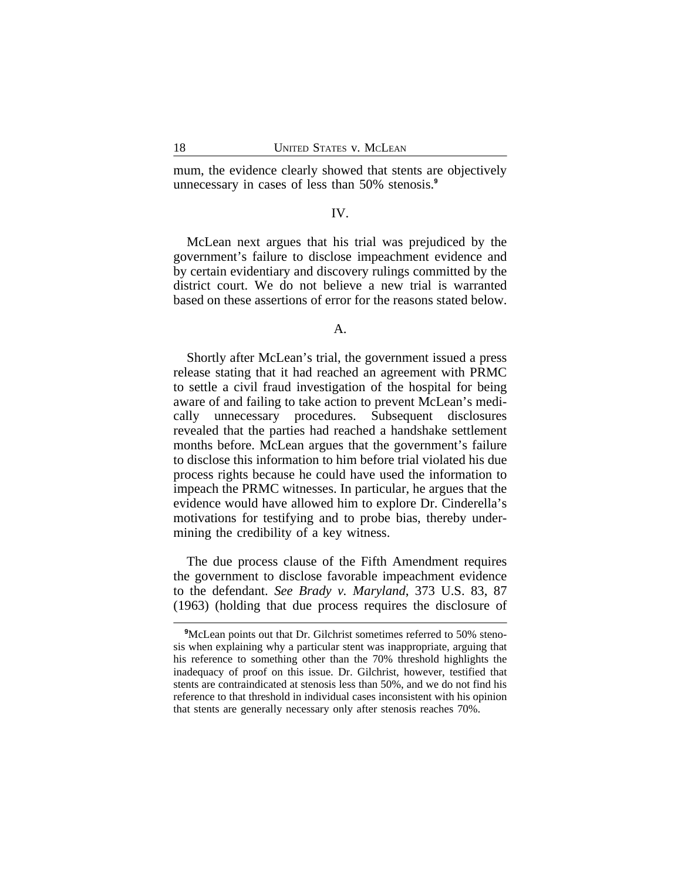mum, the evidence clearly showed that stents are objectively unnecessary in cases of less than 50% stenosis.[9]

## IV.

McLean next argues that his trial was prejudiced by the government's failure to disclose impeachment evidence and by certain evidentiary and discovery rulings committed by the district court. We do not believe a new trial is warranted based on these assertions of error for the reasons stated below.

### A.

Shortly after McLean's trial, the government issued a press release stating that it had reached an agreement with PRMC to settle a civil fraud investigation of the hospital for being aware of and failing to take action to prevent McLean's medically unnecessary procedures. Subsequent disclosures revealed that the parties had reached a handshake settlement months before. McLean argues that the government's failure to disclose this information to him before trial violated his due process rights because he could have used the information to impeach the PRMC witnesses. In particular, he argues that the evidence would have allowed him to explore Dr. Cinderella's motivations for testifying and to probe bias, thereby undermining the credibility of a key witness.

The due process clause of the Fifth Amendment requires the government to disclose favorable impeachment evidence to the defendant. *See Brady v. Maryland*, 373 U.S. 83, 87 (1963) (holding that due process requires the disclosure of

---

[9] McLean points out that Dr. Gilchrist sometimes referred to 50% stenosis when explaining why a particular stent was inappropriate, arguing that his reference to something other than the 70% threshold highlights the inadequacy of proof on this issue. Dr. Gilchrist, however, testified that stents are contraindicated at stenosis less than 50%, and we do not find his reference to that threshold in individual cases inconsistent with his opinion that stents are generally necessary only after stenosis reaches 70%.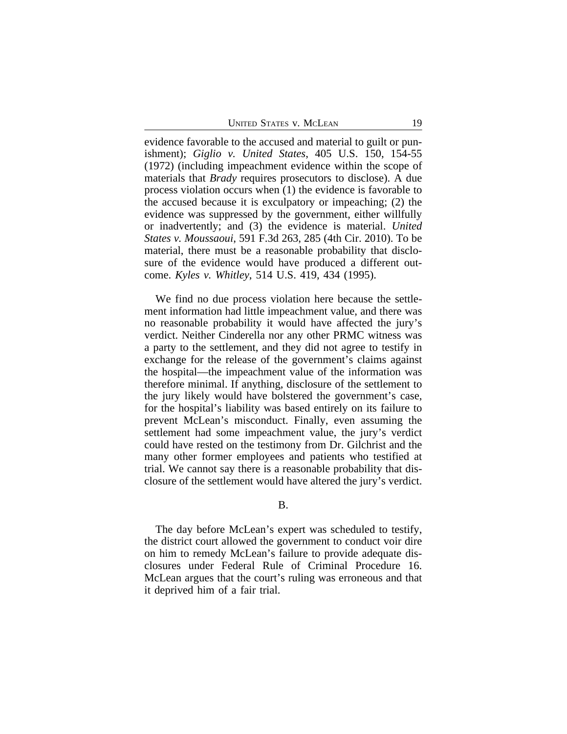evidence favorable to the accused and material to guilt or punishment); *Giglio v. United States*, 405 U.S. 150, 154-55 (1972) (including impeachment evidence within the scope of materials that *Brady* requires prosecutors to disclose). A due process violation occurs when (1) the evidence is favorable to the accused because it is exculpatory or impeaching; (2) the evidence was suppressed by the government, either willfully or inadvertently; and (3) the evidence is material. *United States v. Moussaoui*, 591 F.3d 263, 285 (4th Cir. 2010). To be material, there must be a reasonable probability that disclosure of the evidence would have produced a different outcome. *Kyles v. Whitley*, 514 U.S. 419, 434 (1995).

We find no due process violation here because the settlement information had little impeachment value, and there was no reasonable probability it would have affected the jury's verdict. Neither Cinderella nor any other PRMC witness was a party to the settlement, and they did not agree to testify in exchange for the release of the government's claims against the hospital—the impeachment value of the information was therefore minimal. If anything, disclosure of the settlement to the jury likely would have bolstered the government's case, for the hospital's liability was based entirely on its failure to prevent McLean's misconduct. Finally, even assuming the settlement had some impeachment value, the jury's verdict could have rested on the testimony from Dr. Gilchrist and the many other former employees and patients who testified at trial. We cannot say there is a reasonable probability that disclosure of the settlement would have altered the jury's verdict.

B.

The day before McLean's expert was scheduled to testify, the district court allowed the government to conduct voir dire on him to remedy McLean's failure to provide adequate disclosures under Federal Rule of Criminal Procedure 16. McLean argues that the court's ruling was erroneous and that it deprived him of a fair trial.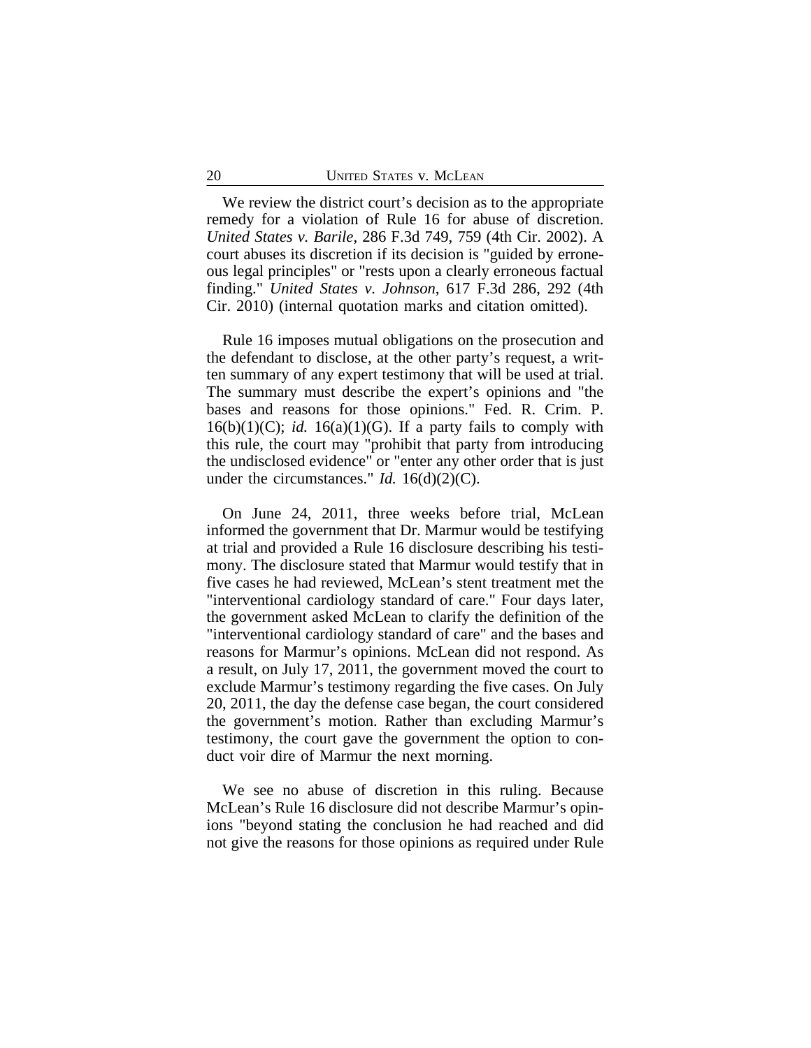We review the district court's decision as to the appropriate remedy for a violation of Rule 16 for abuse of discretion. *United States v. Barile*, 286 F.3d 749, 759 (4th Cir. 2002). A court abuses its discretion if its decision is "guided by erroneous legal principles" or "rests upon a clearly erroneous factual finding." *United States v. Johnson*, 617 F.3d 286, 292 (4th Cir. 2010) (internal quotation marks and citation omitted).

Rule 16 imposes mutual obligations on the prosecution and the defendant to disclose, at the other party's request, a written summary of any expert testimony that will be used at trial. The summary must describe the expert's opinions and "the bases and reasons for those opinions." Fed. R. Crim. P. 16(b)(1)(C); *id.* 16(a)(1)(G). If a party fails to comply with this rule, the court may "prohibit that party from introducing the undisclosed evidence" or "enter any other order that is just under the circumstances." *Id.* 16(d)(2)(C).

On June 24, 2011, three weeks before trial, McLean informed the government that Dr. Marmur would be testifying at trial and provided a Rule 16 disclosure describing his testimony. The disclosure stated that Marmur would testify that in five cases he had reviewed, McLean's stent treatment met the "interventional cardiology standard of care." Four days later, the government asked McLean to clarify the definition of the "interventional cardiology standard of care" and the bases and reasons for Marmur's opinions. McLean did not respond. As a result, on July 17, 2011, the government moved the court to exclude Marmur's testimony regarding the five cases. On July 20, 2011, the day the defense case began, the court considered the government's motion. Rather than excluding Marmur's testimony, the court gave the government the option to conduct voir dire of Marmur the next morning.

We see no abuse of discretion in this ruling. Because McLean's Rule 16 disclosure did not describe Marmur's opinions "beyond stating the conclusion he had reached and did not give the reasons for those opinions as required under Rule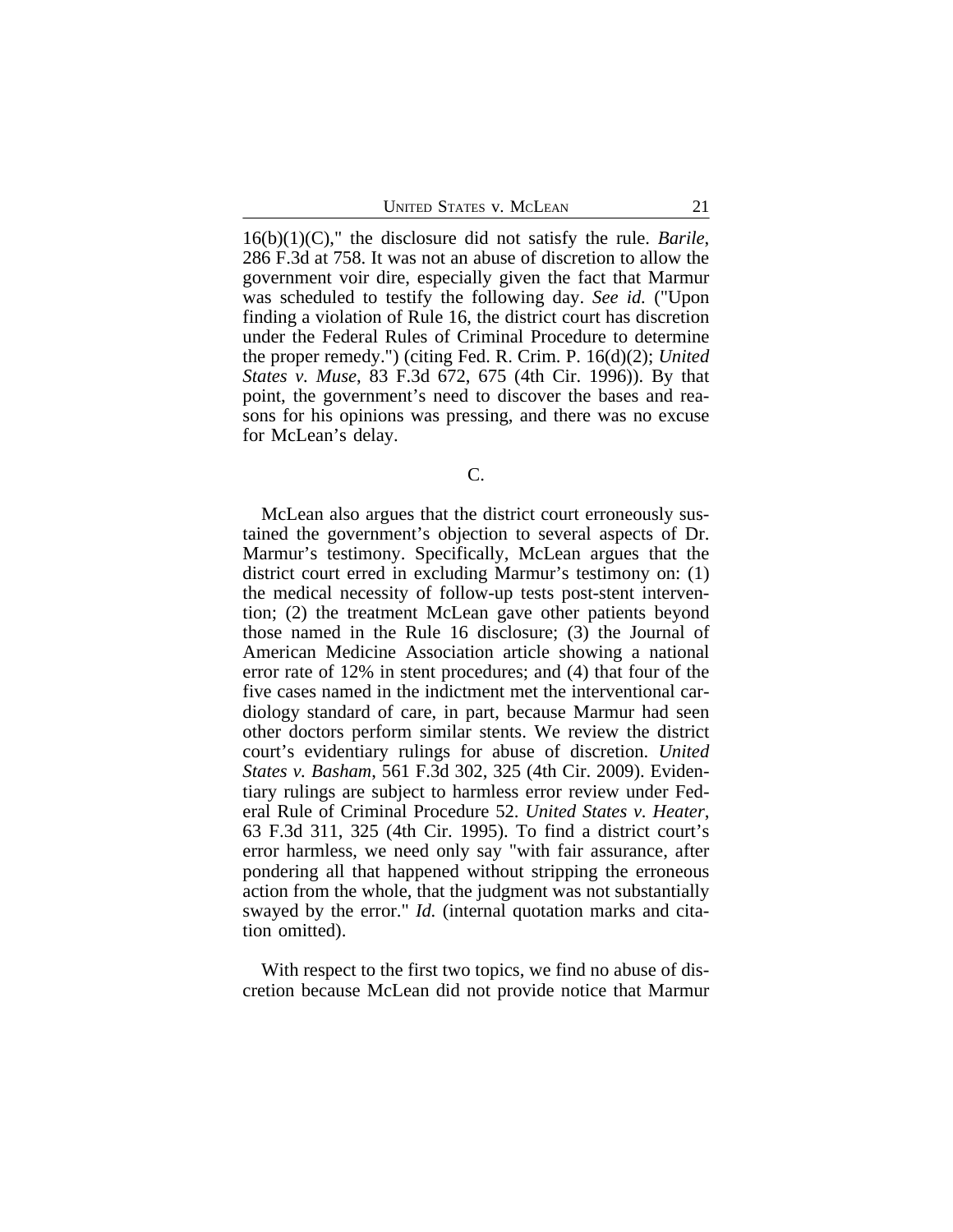16(b)(1)(C)," the disclosure did not satisfy the rule. *Barile*, 286 F.3d at 758. It was not an abuse of discretion to allow the government voir dire, especially given the fact that Marmur was scheduled to testify the following day. *See id.* ("Upon finding a violation of Rule 16, the district court has discretion under the Federal Rules of Criminal Procedure to determine the proper remedy.") (citing Fed. R. Crim. P. 16(d)(2); *United States v. Muse*, 83 F.3d 672, 675 (4th Cir. 1996)). By that point, the government's need to discover the bases and reasons for his opinions was pressing, and there was no excuse for McLean's delay.

### C.

McLean also argues that the district court erroneously sustained the government's objection to several aspects of Dr. Marmur's testimony. Specifically, McLean argues that the district court erred in excluding Marmur's testimony on: (1) the medical necessity of follow-up tests post-stent intervention; (2) the treatment McLean gave other patients beyond those named in the Rule 16 disclosure; (3) the Journal of American Medicine Association article showing a national error rate of 12% in stent procedures; and (4) that four of the five cases named in the indictment met the interventional cardiology standard of care, in part, because Marmur had seen other doctors perform similar stents. We review the district court's evidentiary rulings for abuse of discretion. *United States v. Basham*, 561 F.3d 302, 325 (4th Cir. 2009). Evidentiary rulings are subject to harmless error review under Federal Rule of Criminal Procedure 52. *United States v. Heater*, 63 F.3d 311, 325 (4th Cir. 1995). To find a district court's error harmless, we need only say "with fair assurance, after pondering all that happened without stripping the erroneous action from the whole, that the judgment was not substantially swayed by the error." *Id.* (internal quotation marks and citation omitted).

With respect to the first two topics, we find no abuse of discretion because McLean did not provide notice that Marmur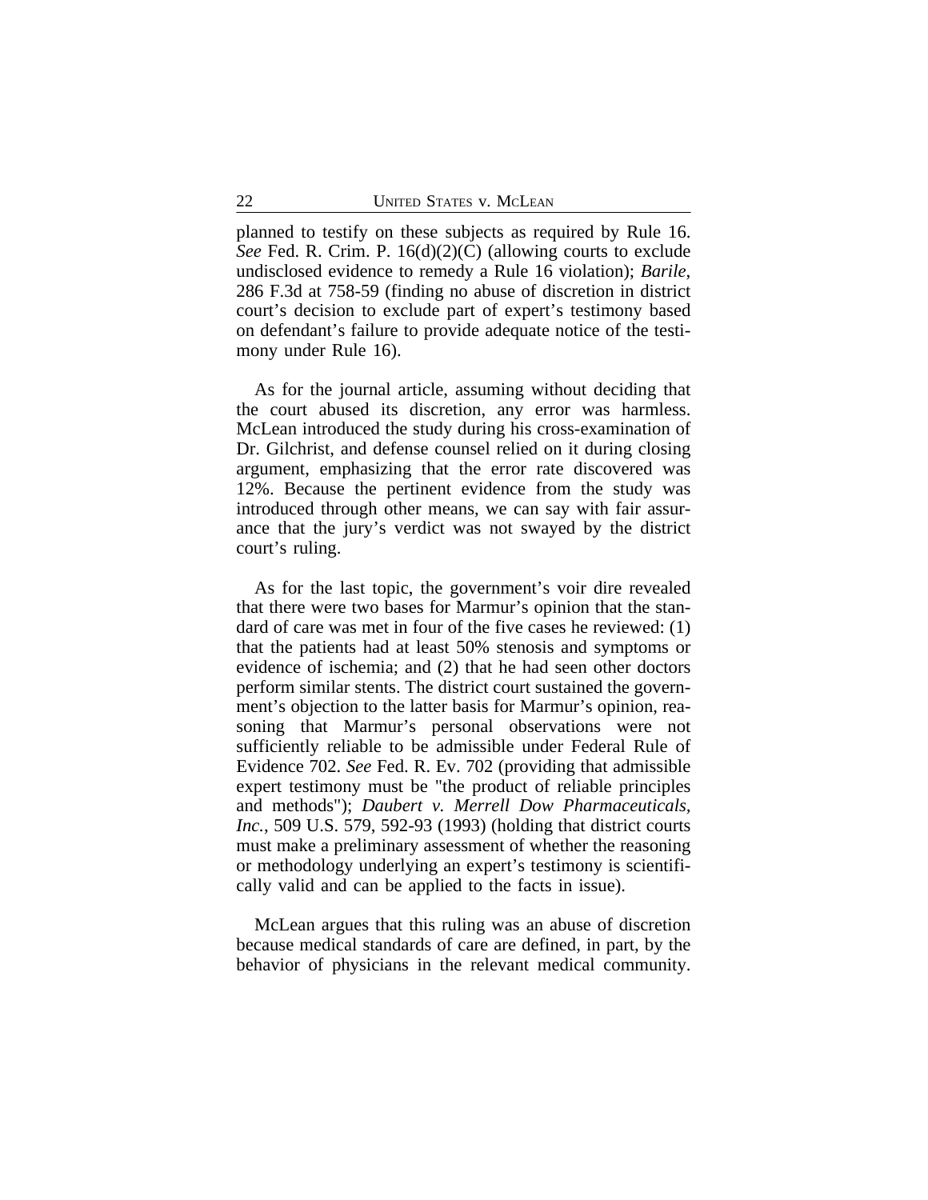planned to testify on these subjects as required by Rule 16. *See* Fed. R. Crim. P. 16(d)(2)(C) (allowing courts to exclude undisclosed evidence to remedy a Rule 16 violation); *Barile*, 286 F.3d at 758-59 (finding no abuse of discretion in district court's decision to exclude part of expert's testimony based on defendant's failure to provide adequate notice of the testimony under Rule 16).

As for the journal article, assuming without deciding that the court abused its discretion, any error was harmless. McLean introduced the study during his cross-examination of Dr. Gilchrist, and defense counsel relied on it during closing argument, emphasizing that the error rate discovered was 12%. Because the pertinent evidence from the study was introduced through other means, we can say with fair assurance that the jury's verdict was not swayed by the district court's ruling.

As for the last topic, the government's voir dire revealed that there were two bases for Marmur's opinion that the standard of care was met in four of the five cases he reviewed: (1) that the patients had at least 50% stenosis and symptoms or evidence of ischemia; and (2) that he had seen other doctors perform similar stents. The district court sustained the government's objection to the latter basis for Marmur's opinion, reasoning that Marmur's personal observations were not sufficiently reliable to be admissible under Federal Rule of Evidence 702. *See* Fed. R. Ev. 702 (providing that admissible expert testimony must be "the product of reliable principles and methods"); *Daubert v. Merrell Dow Pharmaceuticals, Inc.*, 509 U.S. 579, 592-93 (1993) (holding that district courts must make a preliminary assessment of whether the reasoning or methodology underlying an expert's testimony is scientifically valid and can be applied to the facts in issue).

McLean argues that this ruling was an abuse of discretion because medical standards of care are defined, in part, by the behavior of physicians in the relevant medical community.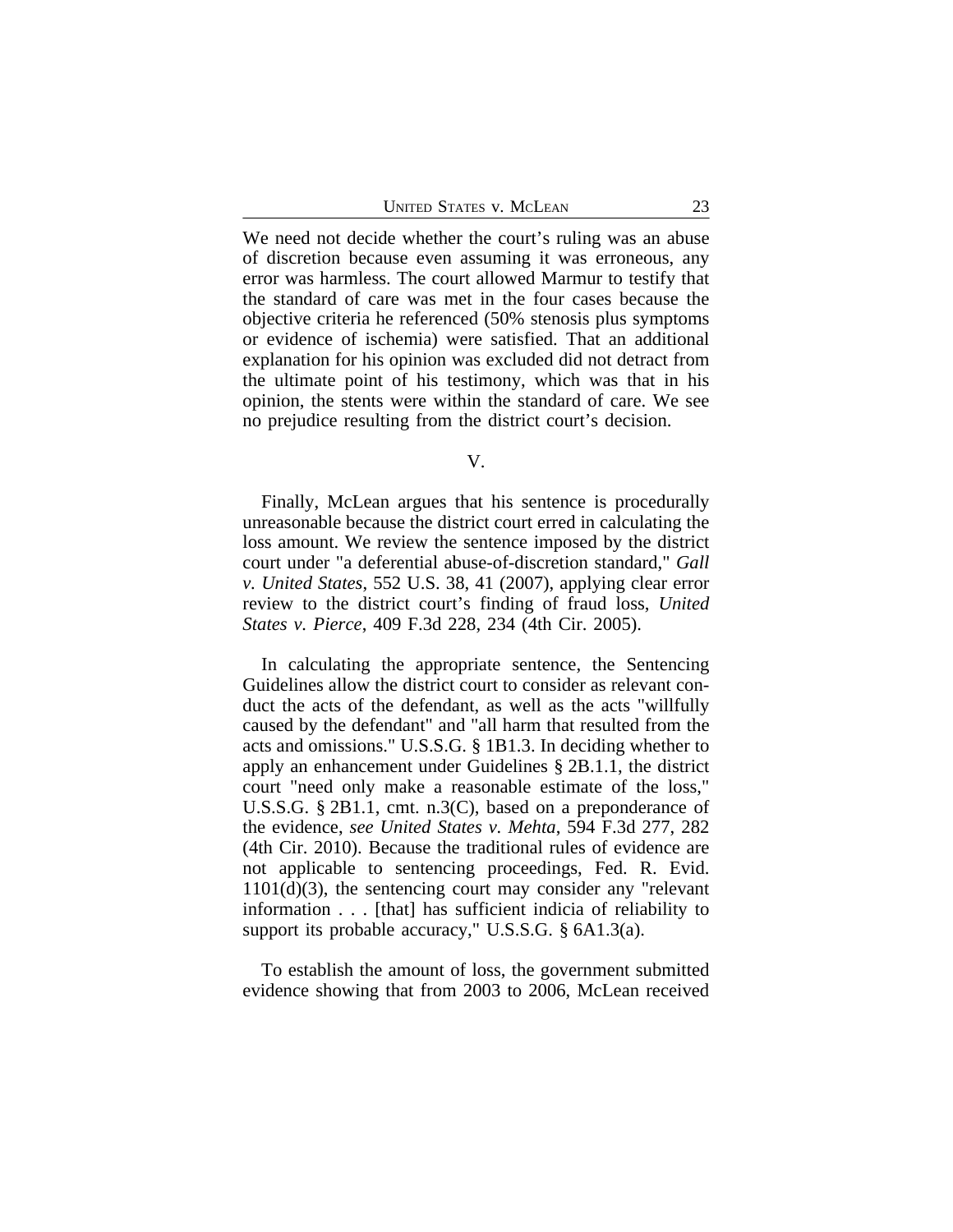We need not decide whether the court's ruling was an abuse of discretion because even assuming it was erroneous, any error was harmless. The court allowed Marmur to testify that the standard of care was met in the four cases because the objective criteria he referenced (50% stenosis plus symptoms or evidence of ischemia) were satisfied. That an additional explanation for his opinion was excluded did not detract from the ultimate point of his testimony, which was that in his opinion, the stents were within the standard of care. We see no prejudice resulting from the district court's decision.

## V.

Finally, McLean argues that his sentence is procedurally unreasonable because the district court erred in calculating the loss amount. We review the sentence imposed by the district court under "a deferential abuse-of-discretion standard," *Gall v. United States*, 552 U.S. 38, 41 (2007), applying clear error review to the district court's finding of fraud loss, *United States v. Pierce*, 409 F.3d 228, 234 (4th Cir. 2005).

In calculating the appropriate sentence, the Sentencing Guidelines allow the district court to consider as relevant conduct the acts of the defendant, as well as the acts "willfully caused by the defendant" and "all harm that resulted from the acts and omissions." U.S.S.G. § 1B1.3. In deciding whether to apply an enhancement under Guidelines § 2B1.1, the district court "need only make a reasonable estimate of the loss," U.S.S.G. § 2B1.1, cmt. n.3(C), based on a preponderance of the evidence, *see United States v. Mehta*, 594 F.3d 277, 282 (4th Cir. 2010). Because the traditional rules of evidence are not applicable to sentencing proceedings, Fed. R. Evid. 1101(d)(3), the sentencing court may consider any "relevant information . . . [that] has sufficient indicia of reliability to support its probable accuracy," U.S.S.G. § 6A1.3(a).

To establish the amount of loss, the government submitted evidence showing that from 2003 to 2006, McLean received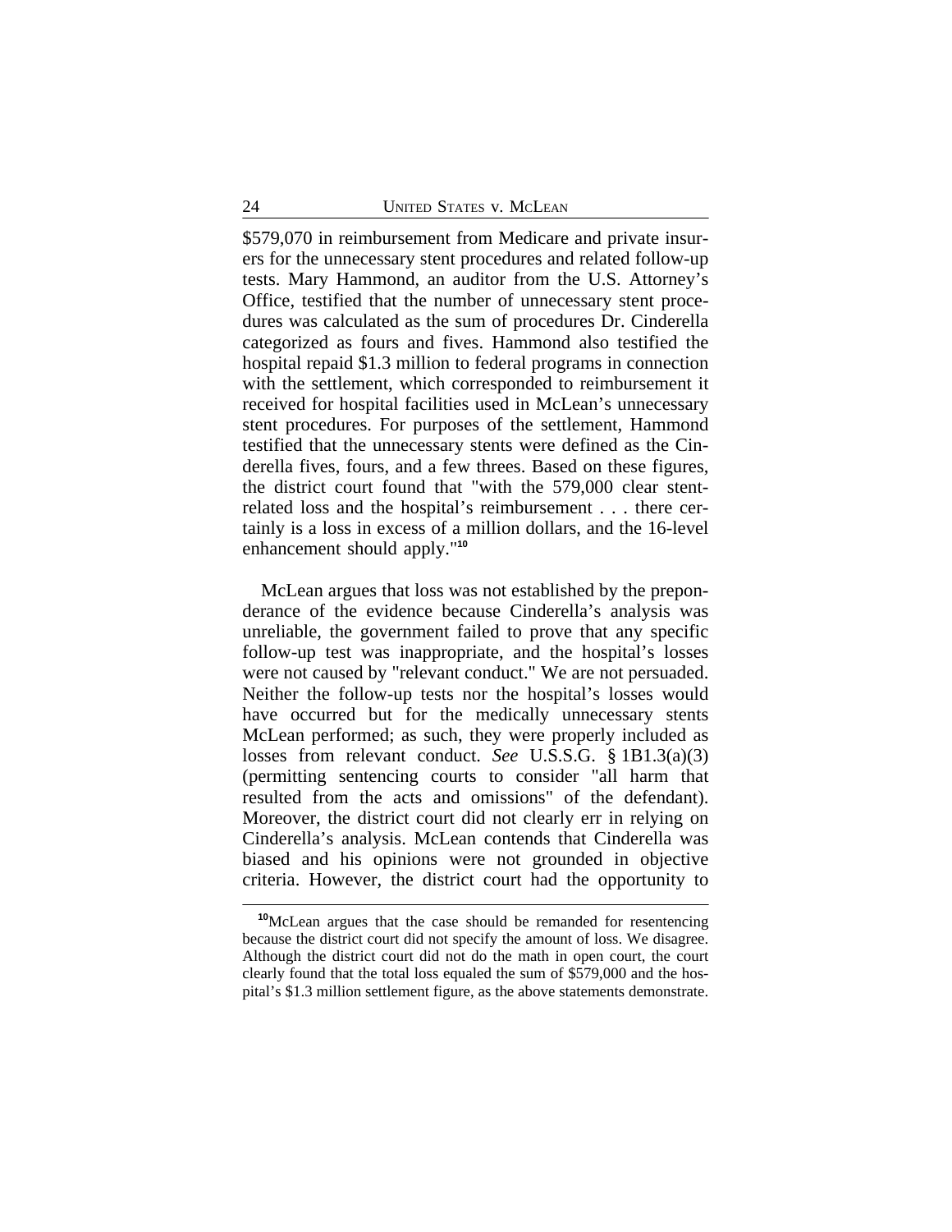$579,070 in reimbursement from Medicare and private insurers for the unnecessary stent procedures and related follow-up tests. Mary Hammond, an auditor from the U.S. Attorney's Office, testified that the number of unnecessary stent procedures was calculated as the sum of procedures Dr. Cinderella categorized as fours and fives. Hammond also testified the hospital repaid $1.3 million to federal programs in connection with the settlement, which corresponded to reimbursement it received for hospital facilities used in McLean's unnecessary stent procedures. For purposes of the settlement, Hammond testified that the unnecessary stents were defined as the Cinderella fives, fours, and a few threes. Based on these figures, the district court found that "with the 579,000 clear stent-related loss and the hospital's reimbursement . . . there certainly is a loss in excess of a million dollars, and the 16-level enhancement should apply."[10]

McLean argues that loss was not established by the preponderance of the evidence because Cinderella's analysis was unreliable, the government failed to prove that any specific follow-up test was inappropriate, and the hospital's losses were not caused by "relevant conduct." We are not persuaded. Neither the follow-up tests nor the hospital's losses would have occurred but for the medically unnecessary stents McLean performed; as such, they were properly included as losses from relevant conduct. *See* U.S.S.G. § 1B1.3(a)(3) (permitting sentencing courts to consider "all harm that resulted from the acts and omissions" of the defendant). Moreover, the district court did not clearly err in relying on Cinderella's analysis. McLean contends that Cinderella was biased and his opinions were not grounded in objective criteria. However, the district court had the opportunity to

[10]McLean argues that the case should be remanded for resentencing because the district court did not specify the amount of loss. We disagree. Although the district court did not do the math in open court, the court clearly found that the total loss equaled the sum of $579,000 and the hospital's $1.3 million settlement figure, as the above statements demonstrate.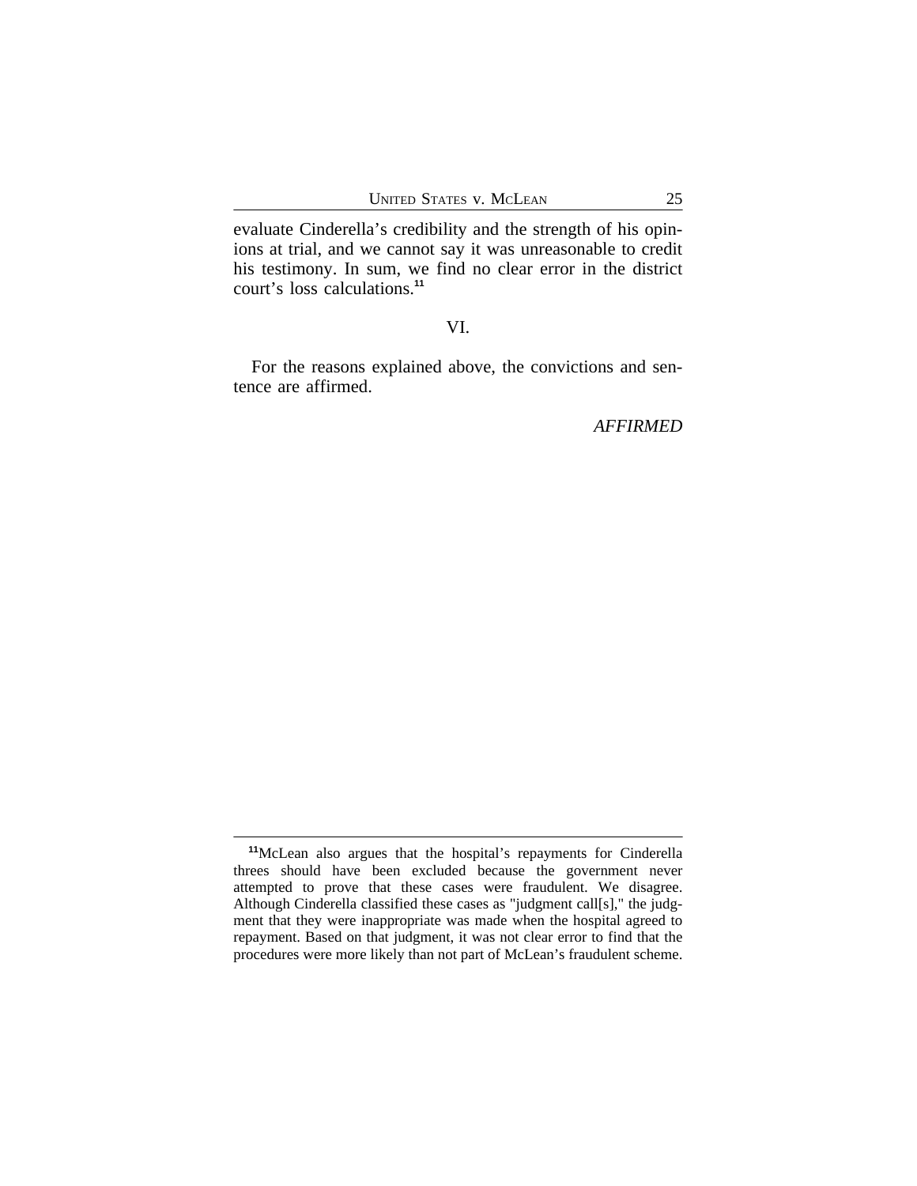evaluate Cinderella's credibility and the strength of his opinions at trial, and we cannot say it was unreasonable to credit his testimony. In sum, we find no clear error in the district court's loss calculations.[11]

## VI.

For the reasons explained above, the convictions and sentence are affirmed.

*AFFIRMED*

---

[11]McLean also argues that the hospital's repayments for Cinderella threes should have been excluded because the government never attempted to prove that these cases were fraudulent. We disagree. Although Cinderella classified these cases as "judgment call[s]," the judgment that they were inappropriate was made when the hospital agreed to repayment. Based on that judgment, it was not clear error to find that the procedures were more likely than not part of McLean's fraudulent scheme.